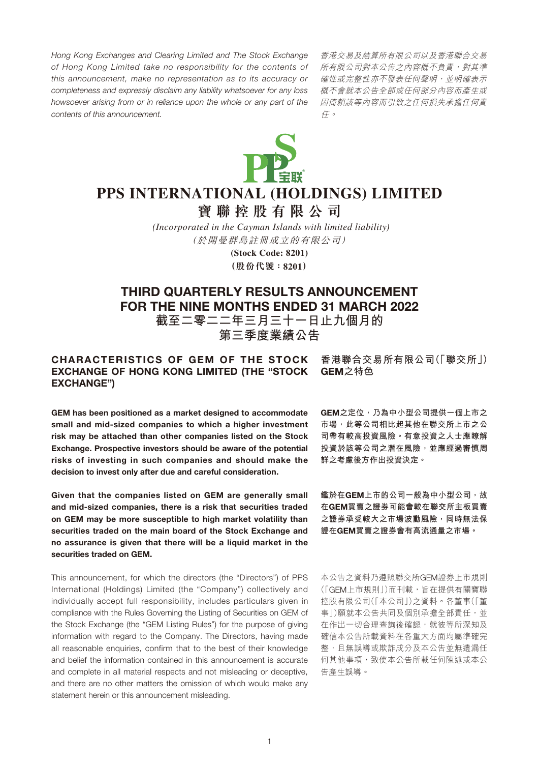*Hong Kong Exchanges and Clearing Limited and The Stock Exchange of Hong Kong Limited take no responsibility for the contents of this announcement, make no representation as to its accuracy or completeness and expressly disclaim any liability whatsoever for any loss howsoever arising from or in reliance upon the whole or any part of the contents of this announcement.*

*香港交易及結算所有限公司以及香港聯合交易所有限公司對本公告之內容概不負責，對其準確性或完整性亦不發表任何聲明，並明確表示概不會就本公告全部或任何部分內容而產生或因倚賴該等內容而引致之任何損失承擔任何責任。*

# PPS INTERNATIONAL (HOLDINGS) LIMITED
# 寶聯控股有限公司

*(Incorporated in the Cayman Islands with limited liability)*
*（於開曼群島註冊成立的有限公司）*

**(Stock Code: 8201)**
**（股份代號：8201）**

## THIRD QUARTERLY RESULTS ANNOUNCEMENT FOR THE NINE MONTHS ENDED 31 MARCH 2022
## 截至二零二二年三月三十一日止九個月的第三季度業績公告

### CHARACTERISTICS OF GEM OF THE STOCK EXCHANGE OF HONG KONG LIMITED (THE "STOCK EXCHANGE")

**GEM has been positioned as a market designed to accommodate small and mid-sized companies to which a higher investment risk may be attached than other companies listed on the Stock Exchange. Prospective investors should be aware of the potential risks of investing in such companies and should make the decision to invest only after due and careful consideration.**

**Given that the companies listed on GEM are generally small and mid-sized companies, there is a risk that securities traded on GEM may be more susceptible to high market volatility than securities traded on the main board of the Stock Exchange and no assurance is given that there will be a liquid market in the securities traded on GEM.**

This announcement, for which the directors (the "Directors") of PPS International (Holdings) Limited (the "Company") collectively and individually accept full responsibility, includes particulars given in compliance with the Rules Governing the Listing of Securities on GEM of the Stock Exchange (the "GEM Listing Rules") for the purpose of giving information with regard to the Company. The Directors, having made all reasonable enquiries, confirm that to the best of their knowledge and belief the information contained in this announcement is accurate and complete in all material respects and not misleading or deceptive, and there are no other matters the omission of which would make any statement herein or this announcement misleading.

### 香港聯合交易所有限公司（「聯交所」）GEM之特色

**GEM之定位，乃為中小型公司提供一個上市之市場，此等公司相比起其他在聯交所上市之公司帶有較高投資風險。有意投資之人士應瞭解投資於該等公司之潛在風險，並應經過審慎周詳之考慮後方作出投資決定。**

**鑑於在GEM上市的公司一般為中小型公司，故在GEM買賣之證券可能會較在聯交所主板買賣之證券承受較大之市場波動風險，同時無法保證在GEM買賣之證券會有高流通量之市場。**

本公告之資料乃遵照聯交所GEM證券上市規則（「GEM上市規則」）而刊載，旨在提供有關寶聯控股有限公司（「本公司」）之資料。各董事（「董事」）願就本公告共同及個別承擔全部責任，並在作出一切合理查詢後確認，就彼等所深知及確信本公告所載資料在各重大方面均屬準確完整，且無誤導或欺詐成分及本公告並無遺漏任何其他事項，致使本公告所載任何陳述或本公告產生誤導。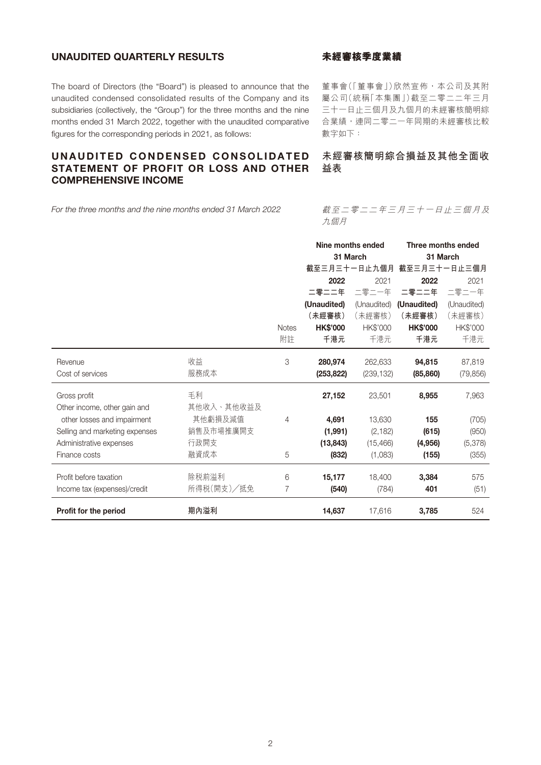## UNAUDITED QUARTERLY RESULTS

## 未經審核季度業績

The board of Directors (the "Board") is pleased to announce that the unaudited condensed consolidated results of the Company and its subsidiaries (collectively, the "Group") for the three months and the nine months ended 31 March 2022, together with the unaudited comparative figures for the corresponding periods in 2021, as follows:

董事會(「董事會」)欣然宣佈，本公司及其附屬公司(統稱「本集團」)截至二零二二年三月三十一日止三個月及九個月的未經審核簡明綜合業績，連同二零二一年同期的未經審核比較數字如下：

## UNAUDITED CONDENSED CONSOLIDATED STATEMENT OF PROFIT OR LOSS AND OTHER COMPREHENSIVE INCOME

## 未經審核簡明綜合損益及其他全面收益表

*For the three months and the nine months ended 31 March 2022*

*截至二零二二年三月三十一日止三個月及九個月*

| | | | Nine months ended 31 March 截至三月三十一日止九個月 | | Three months ended 31 March 截至三月三十一日止三個月 | |
|---|---|---|---|---|---|---|
| | | | **2022 二零二二年** | 2021 二零二一年 | **2022 二零二二年** | 2021 二零二一年 |
| | | | **(Unaudited) (未經審核)** | (Unaudited) (未經審核) | **(Unaudited) (未經審核)** | (Unaudited) (未經審核) |
| | | Notes 附註 | **HK$'000 千港元** | HK$'000 千港元 | **HK$'000 千港元** | HK$'000 千港元 |
| Revenue | 收益 | 3 | **280,974** | 262,633 | **94,815** | 87,819 |
| Cost of services | 服務成本 | | **(253,822)** | (239,132) | **(85,860)** | (79,856) |
| Gross profit | 毛利 | | **27,152** | 23,501 | **8,955** | 7,963 |
| Other income, other gain and other losses and impairment | 其他收入、其他收益及其他虧損及減值 | 4 | **4,691** | 13,630 | **155** | (705) |
| Selling and marketing expenses | 銷售及市場推廣開支 | | **(1,991)** | (2,182) | **(615)** | (950) |
| Administrative expenses | 行政開支 | | **(13,843)** | (15,466) | **(4,956)** | (5,378) |
| Finance costs | 融資成本 | 5 | **(832)** | (1,083) | **(155)** | (355) |
| Profit before taxation | 除税前溢利 | 6 | **15,177** | 18,400 | **3,384** | 575 |
| Income tax (expenses)/credit | 所得税(開支)／抵免 | 7 | **(540)** | (784) | **401** | (51) |
| **Profit for the period** | **期內溢利** | | **14,637** | 17,616 | **3,785** | 524 |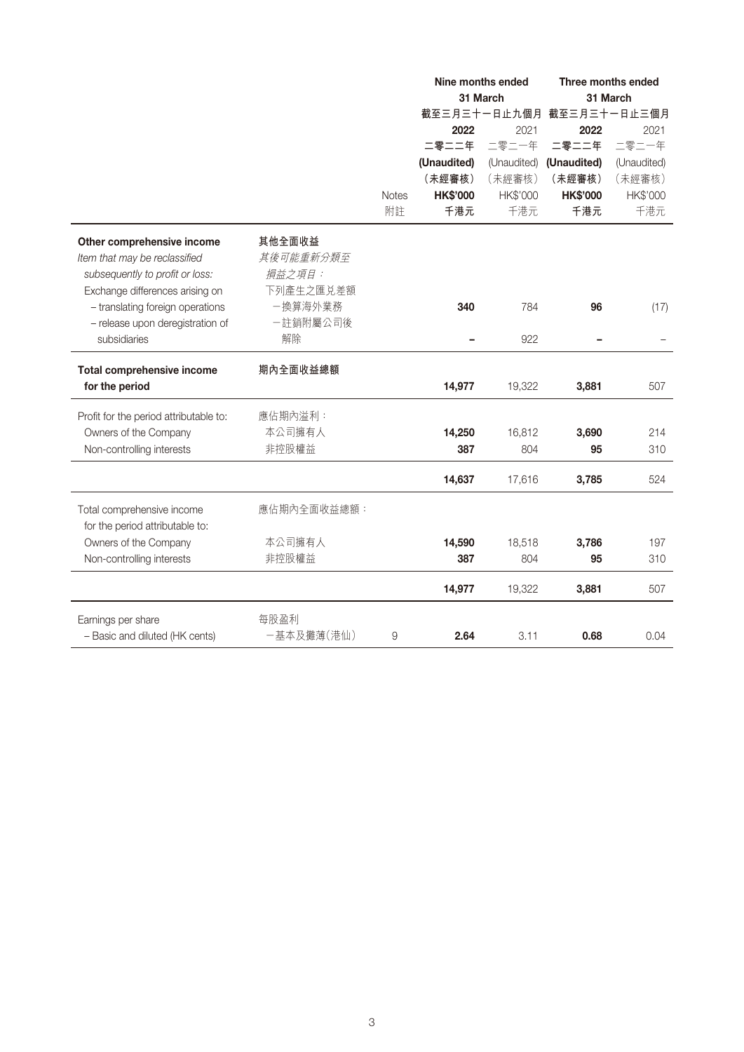| | | Notes<br>附註 | Nine months ended 31 March<br>截至三月三十一日止九個月<br>**2022**<br>**二零二二年**<br>**(Unaudited)**<br>**(未經審核)**<br>**HK$'000**<br>**千港元** | <br><br>2021<br>二零二一年<br>(Unaudited)<br>(未經審核)<br>HK$'000<br>千港元 | Three months ended 31 March<br>截至三月三十一日止三個月<br>**2022**<br>**二零二二年**<br>**(Unaudited)**<br>**(未經審核)**<br>**HK$'000**<br>**千港元** | <br><br>2021<br>二零二一年<br>(Unaudited)<br>(未經審核)<br>HK$'000<br>千港元 |
|---|---|---|---|---|---|---|
| **Other comprehensive income** | **其他全面收益** | | | | | |
| *Item that may be reclassified subsequently to profit or loss:* | *其後可能重新分類至損益之項目：* | | | | | |
| Exchange differences arising on | 下列產生之匯兑差額 | | | | | |
| – translating foreign operations | –換算海外業務 | | **340** | 784 | **96** | (17) |
| – release upon deregistration of subsidiaries | –註銷附屬公司後解除 | | **–** | 922 | **–** | – |
| **Total comprehensive income for the period** | **期內全面收益總額** | | **14,977** | 19,322 | **3,881** | 507 |
| Profit for the period attributable to: | 應佔期內溢利： | | | | | |
| Owners of the Company | 本公司擁有人 | | **14,250** | 16,812 | **3,690** | 214 |
| Non-controlling interests | 非控股權益 | | **387** | 804 | **95** | 310 |
| | | | **14,637** | 17,616 | **3,785** | 524 |
| Total comprehensive income for the period attributable to: | 應佔期內全面收益總額： | | | | | |
| Owners of the Company | 本公司擁有人 | | **14,590** | 18,518 | **3,786** | 197 |
| Non-controlling interests | 非控股權益 | | **387** | 804 | **95** | 310 |
| | | | **14,977** | 19,322 | **3,881** | 507 |
| Earnings per share | 每股盈利 | | | | | |
| – Basic and diluted (HK cents) | –基本及攤薄(港仙) | 9 | **2.64** | 3.11 | **0.68** | 0.04 |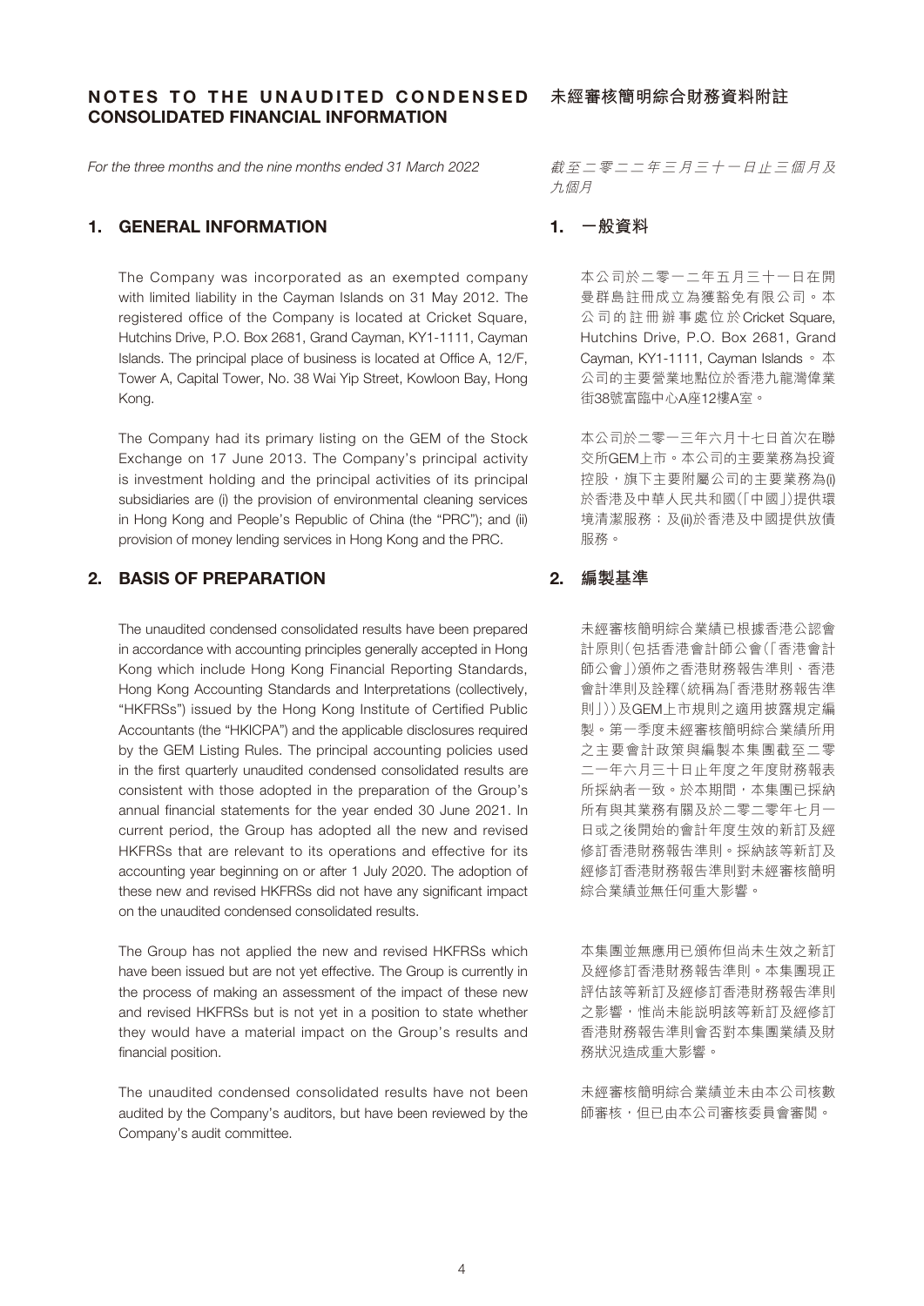# NOTES TO THE UNAUDITED CONDENSED CONSOLIDATED FINANCIAL INFORMATION

# 未經審核簡明綜合財務資料附註

*For the three months and the nine months ended 31 March 2022*

*截至二零二二年三月三十一日止三個月及九個月*

## 1. GENERAL INFORMATION

The Company was incorporated as an exempted company with limited liability in the Cayman Islands on 31 May 2012. The registered office of the Company is located at Cricket Square, Hutchins Drive, P.O. Box 2681, Grand Cayman, KY1-1111, Cayman Islands. The principal place of business is located at Office A, 12/F, Tower A, Capital Tower, No. 38 Wai Yip Street, Kowloon Bay, Hong Kong.

The Company had its primary listing on the GEM of the Stock Exchange on 17 June 2013. The Company's principal activity is investment holding and the principal activities of its principal subsidiaries are (i) the provision of environmental cleaning services in Hong Kong and People's Republic of China (the "PRC"); and (ii) provision of money lending services in Hong Kong and the PRC.

## 1. 一般資料

本公司於二零一二年五月三十一日在開曼群島註冊成立為獲豁免有限公司。本公司的註冊辦事處位於Cricket Square, Hutchins Drive, P.O. Box 2681, Grand Cayman, KY1-1111, Cayman Islands。本公司的主要營業地點位於香港九龍灣偉業街38號富臨中心A座12樓A室。

本公司於二零一三年六月十七日首次在聯交所GEM上市。本公司的主要業務為投資控股，旗下主要附屬公司的主要業務為(i)於香港及中華人民共和國(「中國」)提供環境清潔服務；及(ii)於香港及中國提供放債服務。

## 2. BASIS OF PREPARATION

The unaudited condensed consolidated results have been prepared in accordance with accounting principles generally accepted in Hong Kong which include Hong Kong Financial Reporting Standards, Hong Kong Accounting Standards and Interpretations (collectively, "HKFRSs") issued by the Hong Kong Institute of Certified Public Accountants (the "HKICPA") and the applicable disclosures required by the GEM Listing Rules. The principal accounting policies used in the first quarterly unaudited condensed consolidated results are consistent with those adopted in the preparation of the Group's annual financial statements for the year ended 30 June 2021. In current period, the Group has adopted all the new and revised HKFRSs that are relevant to its operations and effective for its accounting year beginning on or after 1 July 2020. The adoption of these new and revised HKFRSs did not have any significant impact on the unaudited condensed consolidated results.

The Group has not applied the new and revised HKFRSs which have been issued but are not yet effective. The Group is currently in the process of making an assessment of the impact of these new and revised HKFRSs but is not yet in a position to state whether they would have a material impact on the Group's results and financial position.

The unaudited condensed consolidated results have not been audited by the Company's auditors, but have been reviewed by the Company's audit committee.

## 2. 編製基準

未經審核簡明綜合業績已根據香港公認會計原則(包括香港會計師公會(「香港會計師公會」)頒佈之香港財務報告準則、香港會計準則及詮釋(統稱為「香港財務報告準則」))及GEM上市規則之適用披露規定編製。第一季度未經審核簡明綜合業績所用之主要會計政策與編製本集團截至二零二一年六月三十日止年度之年度財務報表所採納者一致。於本期間，本集團已採納所有與其業務有關及於二零二零年七月一日或之後開始的會計年度生效的新訂及經修訂香港財務報告準則。採納該等新訂及經修訂香港財務報告準則對未經審核簡明綜合業績並無任何重大影響。

本集團並無應用已頒佈但尚未生效之新訂及經修訂香港財務報告準則。本集團現正評估該等新訂及經修訂香港財務報告準則之影響，惟尚未能説明該等新訂及經修訂香港財務報告準則會否對本集團業績及財務狀況造成重大影響。

未經審核簡明綜合業績並未由本公司核數師審核，但已由本公司審核委員會審閱。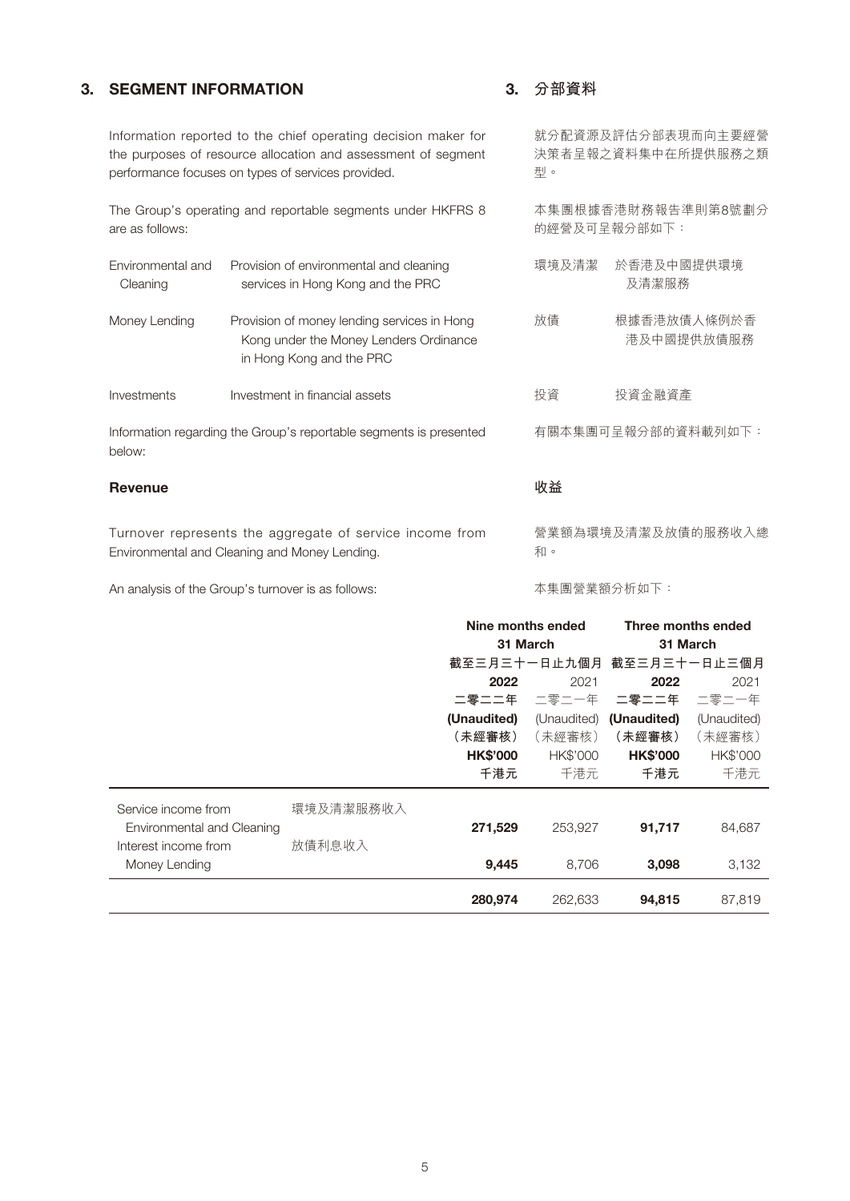## 3. SEGMENT INFORMATION

Information reported to the chief operating decision maker for the purposes of resource allocation and assessment of segment performance focuses on types of services provided.

The Group's operating and reportable segments under HKFRS 8 are as follows:

| | |
|---|---|
| Environmental and Cleaning | Provision of environmental and cleaning services in Hong Kong and the PRC |
| Money Lending | Provision of money lending services in Hong Kong under the Money Lenders Ordinance in Hong Kong and the PRC |
| Investments | Investment in financial assets |

Information regarding the Group's reportable segments is presented below:

### Revenue

Turnover represents the aggregate of service income from Environmental and Cleaning and Money Lending.

An analysis of the Group's turnover is as follows:

## 3. 分部資料

就分配資源及評估分部表現而向主要經營決策者呈報之資料集中在所提供服務之類型。

本集團根據香港財務報告準則第8號劃分的經營及可呈報分部如下：

| | |
|---|---|
| 環境及清潔 | 於香港及中國提供環境及清潔服務 |
| 放債 | 根據香港放債人條例於香港及中國提供放債服務 |
| 投資 | 投資金融資產 |

有關本集團可呈報分部的資料載列如下：

### 收益

營業額為環境及清潔及放債的服務收入總和。

本集團營業額分析如下：

| | | Nine months ended 31 March 截至三月三十一日止九個月 | | Three months ended 31 March 截至三月三十一日止三個月 | |
|---|---|---|---|---|---|
| | | **2022 二零二二年 (Unaudited) （未經審核） HK$'000 千港元** | 2021 二零二一年 (Unaudited) （未經審核） HK$'000 千港元 | **2022 二零二二年 (Unaudited) （未經審核） HK$'000 千港元** | 2021 二零二一年 (Unaudited) （未經審核） HK$'000 千港元 |
| Service income from Environmental and Cleaning | 環境及清潔服務收入 | **271,529** | 253,927 | **91,717** | 84,687 |
| Interest income from Money Lending | 放債利息收入 | **9,445** | 8,706 | **3,098** | 3,132 |
| | | **280,974** | 262,633 | **94,815** | 87,819 |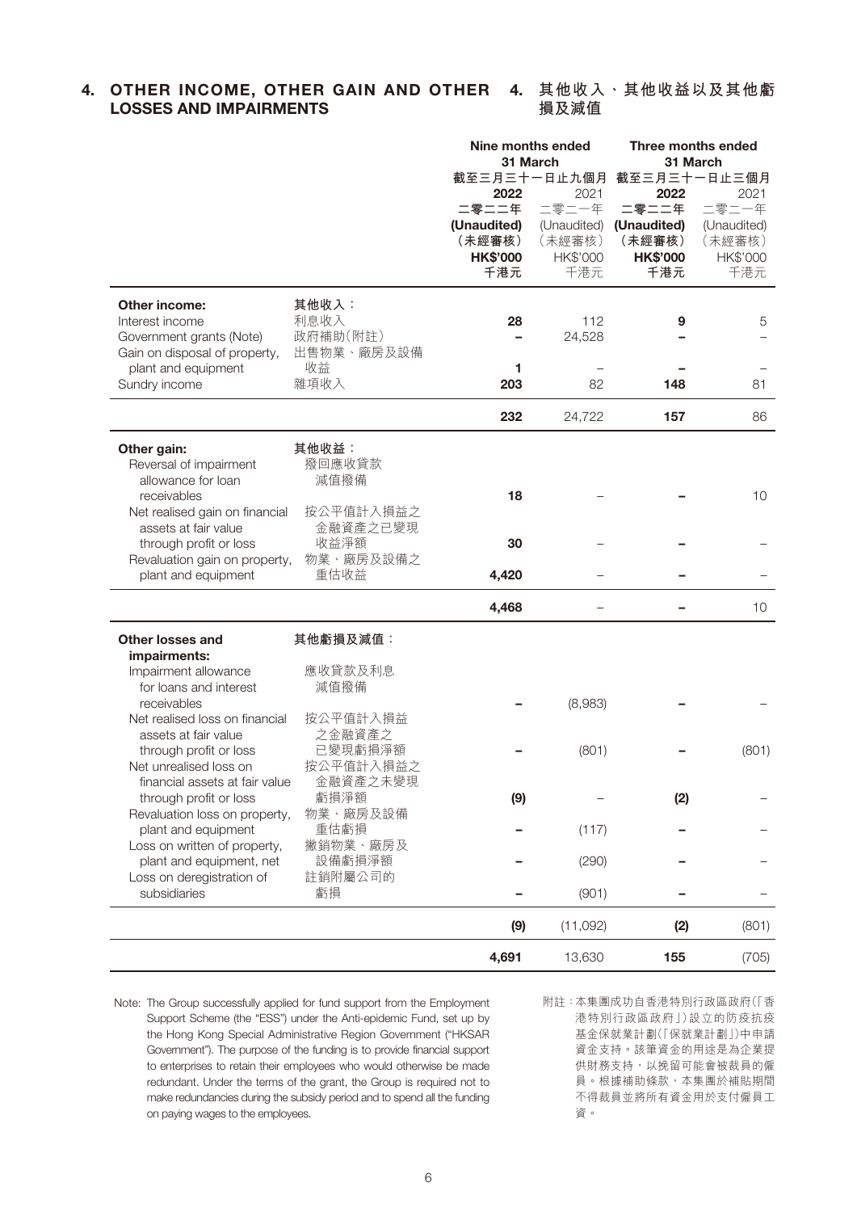## 4. OTHER INCOME, OTHER GAIN AND OTHER LOSSES AND IMPAIRMENTS

## 4. 其他收入、其他收益以及其他虧損及減值

| | | Nine months ended 31 March 截至三月三十一日止九個月 | | Three months ended 31 March 截至三月三十一日止三個月 | |
|---|---|---|---|---|---|
| | | **2022** **二零二二年** **(Unaudited)** **(未經審核)** **HK$'000** **千港元** | 2021 二零二一年 (Unaudited) (未經審核) HK$'000 千港元 | **2022** **二零二二年** **(Unaudited)** **(未經審核)** **HK$'000** **千港元** | 2021 二零二一年 (Unaudited) (未經審核) HK$'000 千港元 |
| **Other income:** | **其他收入：** | | | | |
| Interest income | 利息收入 | **28** | 112 | **9** | 5 |
| Government grants (Note) | 政府補助(附註) | **–** | 24,528 | **–** | – |
| Gain on disposal of property, plant and equipment | 出售物業、廠房及設備收益 | **1** | – | **–** | – |
| Sundry income | 雜項收入 | **203** | 82 | **148** | 81 |
| | | **232** | 24,722 | **157** | 86 |
| **Other gain:** | **其他收益：** | | | | |
| Reversal of impairment allowance for loan receivables | 撥回應收貸款減值撥備 | **18** | – | **–** | 10 |
| Net realised gain on financial assets at fair value through profit or loss | 按公平值計入損益之金融資產之已變現收益淨額 | **30** | – | **–** | – |
| Revaluation gain on property, plant and equipment | 物業、廠房及設備之重估收益 | **4,420** | – | **–** | – |
| | | **4,468** | – | **–** | 10 |
| **Other losses and impairments:** | **其他虧損及減值：** | | | | |
| Impairment allowance for loans and interest receivables | 應收貸款及利息減值撥備 | **–** | (8,983) | **–** | – |
| Net realised loss on financial assets at fair value through profit or loss | 按公平值計入損益之金融資產之已變現虧損淨額 | **–** | (801) | **–** | (801) |
| Net unrealised loss on financial assets at fair value through profit or loss | 按公平值計入損益之金融資產之未變現虧損淨額 | **(9)** | – | **(2)** | – |
| Revaluation loss on property, plant and equipment | 物業、廠房及設備重估虧損 | **–** | (117) | **–** | – |
| Loss on written of property, plant and equipment, net | 撇銷物業、廠房及設備虧損淨額 | **–** | (290) | **–** | – |
| Loss on deregistration of subsidiaries | 註銷附屬公司的虧損 | **–** | (901) | **–** | – |
| | | **(9)** | (11,092) | **(2)** | (801) |
| | | **4,691** | 13,630 | **155** | (705) |

Note: The Group successfully applied for fund support from the Employment Support Scheme (the "ESS") under the Anti-epidemic Fund, set up by the Hong Kong Special Administrative Region Government ("HKSAR Government"). The purpose of the funding is to provide financial support to enterprises to retain their employees who would otherwise be made redundant. Under the terms of the grant, the Group is required not to make redundancies during the subsidy period and to spend all the funding on paying wages to the employees.

附註：本集團成功自香港特別行政區政府(「香港特別行政區政府」)設立的防疫抗疫基金保就業計劃(「保就業計劃」)中申請資金支持。該筆資金的用途是為企業提供財務支持，以挽留可能會被裁員的僱員。根據補助條款，本集團於補貼期間不得裁員並將所有資金用於支付僱員工資。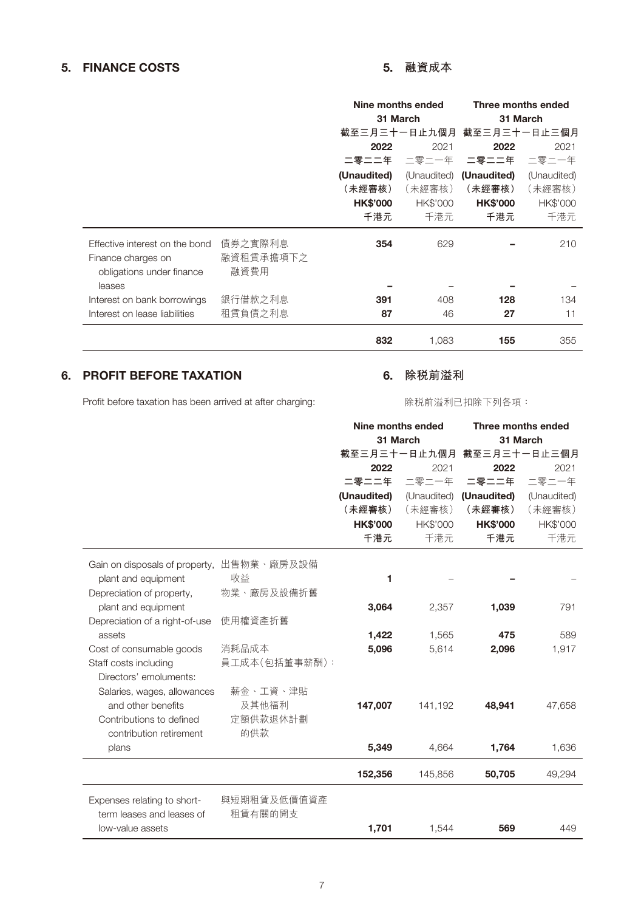## 5. FINANCE COSTS

## 5. 融資成本

| | | Nine months ended 31 March 截至三月三十一日止九個月 | | Three months ended 31 March 截至三月三十一日止三個月 | |
|---|---|---|---|---|---|
| | | **2022 二零二二年 (Unaudited) (未經審核) HK$'000 千港元** | 2021 二零二一年 (Unaudited) (未經審核) HK$'000 千港元 | **2022 二零二二年 (Unaudited) (未經審核) HK$'000 千港元** | 2021 二零二一年 (Unaudited) (未經審核) HK$'000 千港元 |
| Effective interest on the bond | 債券之實際利息 | **354** | 629 | **–** | 210 |
| Finance charges on obligations under finance leases | 融資租賃承擔項下之融資費用 | **–** | – | **–** | – |
| Interest on bank borrowings | 銀行借款之利息 | **391** | 408 | **128** | 134 |
| Interest on lease liabilities | 租賃負債之利息 | **87** | 46 | **27** | 11 |
| | | **832** | 1,083 | **155** | 355 |

## 6. PROFIT BEFORE TAXATION

## 6. 除稅前溢利

Profit before taxation has been arrived at after charging:

除稅前溢利已扣除下列各項：

| | | Nine months ended 31 March 截至三月三十一日止九個月 | | Three months ended 31 March 截至三月三十一日止三個月 | |
|---|---|---|---|---|---|
| | | **2022 二零二二年 (Unaudited) (未經審核) HK$'000 千港元** | 2021 二零二一年 (Unaudited) (未經審核) HK$'000 千港元 | **2022 二零二二年 (Unaudited) (未經審核) HK$'000 千港元** | 2021 二零二一年 (Unaudited) (未經審核) HK$'000 千港元 |
| Gain on disposals of property, plant and equipment | 出售物業、廠房及設備收益 | **1** | – | **–** | – |
| Depreciation of property, plant and equipment | 物業、廠房及設備折舊 | **3,064** | 2,357 | **1,039** | 791 |
| Depreciation of a right-of-use assets | 使用權資產折舊 | **1,422** | 1,565 | **475** | 589 |
| Cost of consumable goods | 消耗品成本 | **5,096** | 5,614 | **2,096** | 1,917 |
| Staff costs including Directors' emoluments: | 員工成本(包括董事薪酬)： | | | | |
| Salaries, wages, allowances and other benefits | 薪金、工資、津貼及其他福利 | **147,007** | 141,192 | **48,941** | 47,658 |
| Contributions to defined contribution retirement plans | 定額供款退休計劃的供款 | **5,349** | 4,664 | **1,764** | 1,636 |
| | | **152,356** | 145,856 | **50,705** | 49,294 |
| Expenses relating to short-term leases and leases of low-value assets | 與短期租賃及低價值資產租賃有關的開支 | **1,701** | 1,544 | **569** | 449 |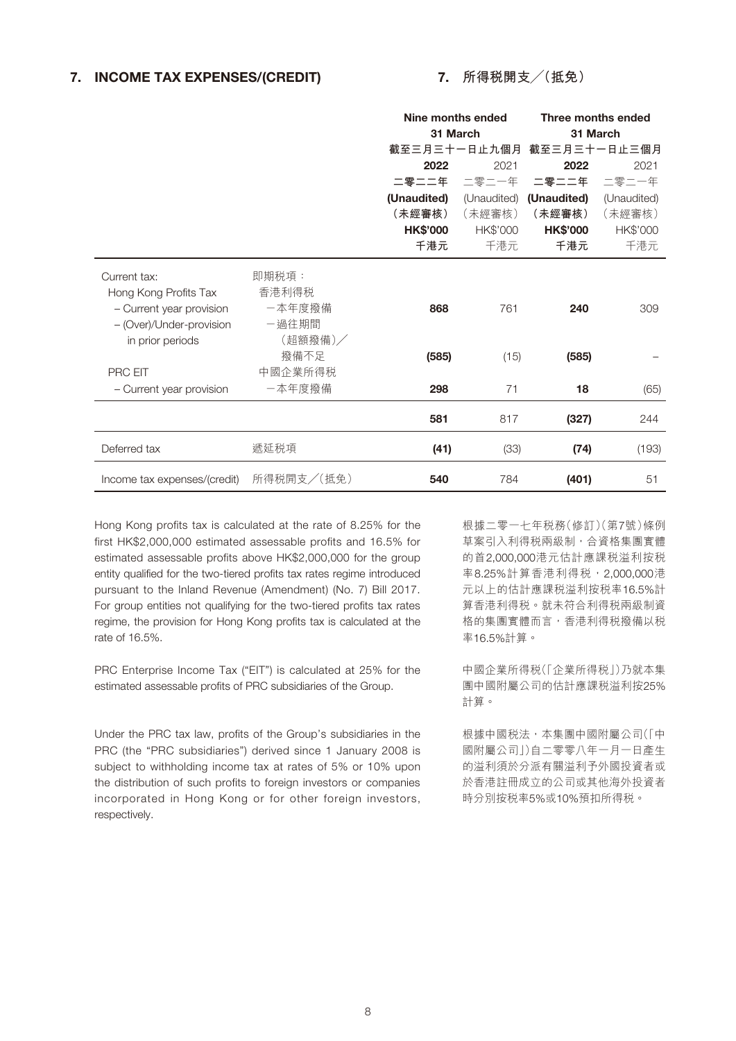## 7. INCOME TAX EXPENSES/(CREDIT)

## 7. 所得稅開支╱(抵免)

| | | Nine months ended 31 March 截至三月三十一日止九個月 | | Three months ended 31 March 截至三月三十一日止三個月 | |
|---|---|---|---|---|---|
| | | **2022 二零二二年 (Unaudited) (未經審核) HK$'000 千港元** | 2021 二零二一年 (Unaudited) (未經審核) HK$'000 千港元 | **2022 二零二二年 (Unaudited) (未經審核) HK$'000 千港元** | 2021 二零二一年 (Unaudited) (未經審核) HK$'000 千港元 |
| Current tax: | 即期稅項： | | | | |
| Hong Kong Profits Tax | 香港利得稅 | | | | |
| – Current year provision | –本年度撥備 | **868** | 761 | **240** | 309 |
| – (Over)/Under-provision in prior periods | –過往期間(超額撥備)╱撥備不足 | **(585)** | (15) | **(585)** | – |
| PRC EIT | 中國企業所得稅 | | | | |
| – Current year provision | –本年度撥備 | **298** | 71 | **18** | (65) |
| | | **581** | 817 | **(327)** | 244 |
| Deferred tax | 遞延稅項 | **(41)** | (33) | **(74)** | (193) |
| Income tax expenses/(credit) | 所得稅開支╱(抵免) | **540** | 784 | **(401)** | 51 |

Hong Kong profits tax is calculated at the rate of 8.25% for the first HK$2,000,000 estimated assessable profits and 16.5% for estimated assessable profits above HK$2,000,000 for the group entity qualified for the two-tiered profits tax rates regime introduced pursuant to the Inland Revenue (Amendment) (No. 7) Bill 2017. For group entities not qualifying for the two-tiered profits tax rates regime, the provision for Hong Kong profits tax is calculated at the rate of 16.5%.

根據二零一七年稅務(修訂)(第7號)條例草案引入利得稅兩級制，合資格集團實體的首2,000,000港元估計應課稅溢利按稅率8.25%計算香港利得稅，2,000,000港元以上的估計應課稅溢利按稅率16.5%計算香港利得稅。就未符合利得稅兩級制資格的集團實體而言，香港利得稅撥備以稅率16.5%計算。

PRC Enterprise Income Tax ("EIT") is calculated at 25% for the estimated assessable profits of PRC subsidiaries of the Group.

中國企業所得稅(「企業所得稅」)乃就本集團中國附屬公司的估計應課稅溢利按25%計算。

Under the PRC tax law, profits of the Group's subsidiaries in the PRC (the "PRC subsidiaries") derived since 1 January 2008 is subject to withholding income tax at rates of 5% or 10% upon the distribution of such profits to foreign investors or companies incorporated in Hong Kong or for other foreign investors, respectively.

根據中國稅法，本集團中國附屬公司(「中國附屬公司」)自二零零八年一月一日產生的溢利須於分派有關溢利予外國投資者或於香港註冊成立的公司或其他海外投資者時分別按稅率5%或10%預扣所得稅。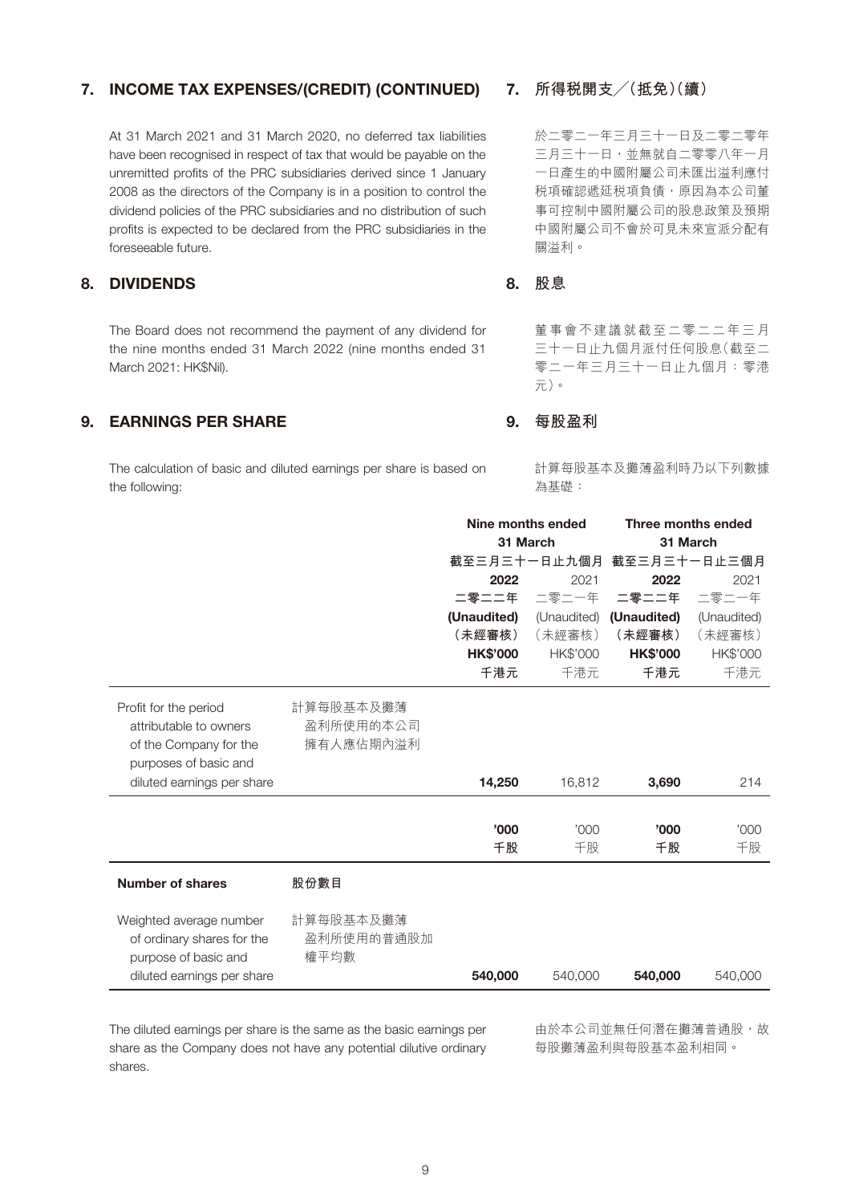## 7. INCOME TAX EXPENSES/(CREDIT) (CONTINUED)

At 31 March 2021 and 31 March 2020, no deferred tax liabilities have been recognised in respect of tax that would be payable on the unremitted profits of the PRC subsidiaries derived since 1 January 2008 as the directors of the Company is in a position to control the dividend policies of the PRC subsidiaries and no distribution of such profits is expected to be declared from the PRC subsidiaries in the foreseeable future.

## 7. 所得稅開支／（抵免）（續）

於二零二一年三月三十一日及二零二零年三月三十一日，並無就自二零零八年一月一日產生的中國附屬公司未匯出溢利應付稅項確認遞延稅項負債，原因為本公司董事可控制中國附屬公司的股息政策及預期中國附屬公司不會於可見未來宣派分配有關溢利。

## 8. DIVIDENDS

The Board does not recommend the payment of any dividend for the nine months ended 31 March 2022 (nine months ended 31 March 2021: HK$Nil).

## 8. 股息

董事會不建議就截至二零二二年三月三十一日止九個月派付任何股息（截至二零二一年三月三十一日止九個月：零港元）。

## 9. EARNINGS PER SHARE

The calculation of basic and diluted earnings per share is based on the following:

## 9. 每股盈利

計算每股基本及攤薄盈利時乃以下列數據為基礎：

| | | Nine months ended 31 March<br>截至三月三十一日止九個月 | | Three months ended 31 March<br>截至三月三十一日止三個月 | |
|---|---|---|---|---|---|
| | | **2022**<br>**二零二二年**<br>**(Unaudited)**<br>**（未經審核）**<br>**HK$'000**<br>**千港元** | 2021<br>二零二一年<br>(Unaudited)<br>（未經審核）<br>HK$'000<br>千港元 | **2022**<br>**二零二二年**<br>**(Unaudited)**<br>**（未經審核）**<br>**HK$'000**<br>**千港元** | 2021<br>二零二一年<br>(Unaudited)<br>（未經審核）<br>HK$'000<br>千港元 |
| Profit for the period attributable to owners of the Company for the purposes of basic and diluted earnings per share | 計算每股基本及攤薄盈利所使用的本公司擁有人應佔期內溢利 | **14,250** | 16,812 | **3,690** | 214 |
| | | **'000**<br>**千股** | '000<br>千股 | **'000**<br>**千股** | '000<br>千股 |
| **Number of shares** | **股份數目** | | | | |
| Weighted average number of ordinary shares for the purpose of basic and diluted earnings per share | 計算每股基本及攤薄盈利所使用的普通股加權平均數 | **540,000** | 540,000 | **540,000** | 540,000 |

The diluted earnings per share is the same as the basic earnings per share as the Company does not have any potential dilutive ordinary shares.

由於本公司並無任何潛在攤薄普通股，故每股攤薄盈利與每股基本盈利相同。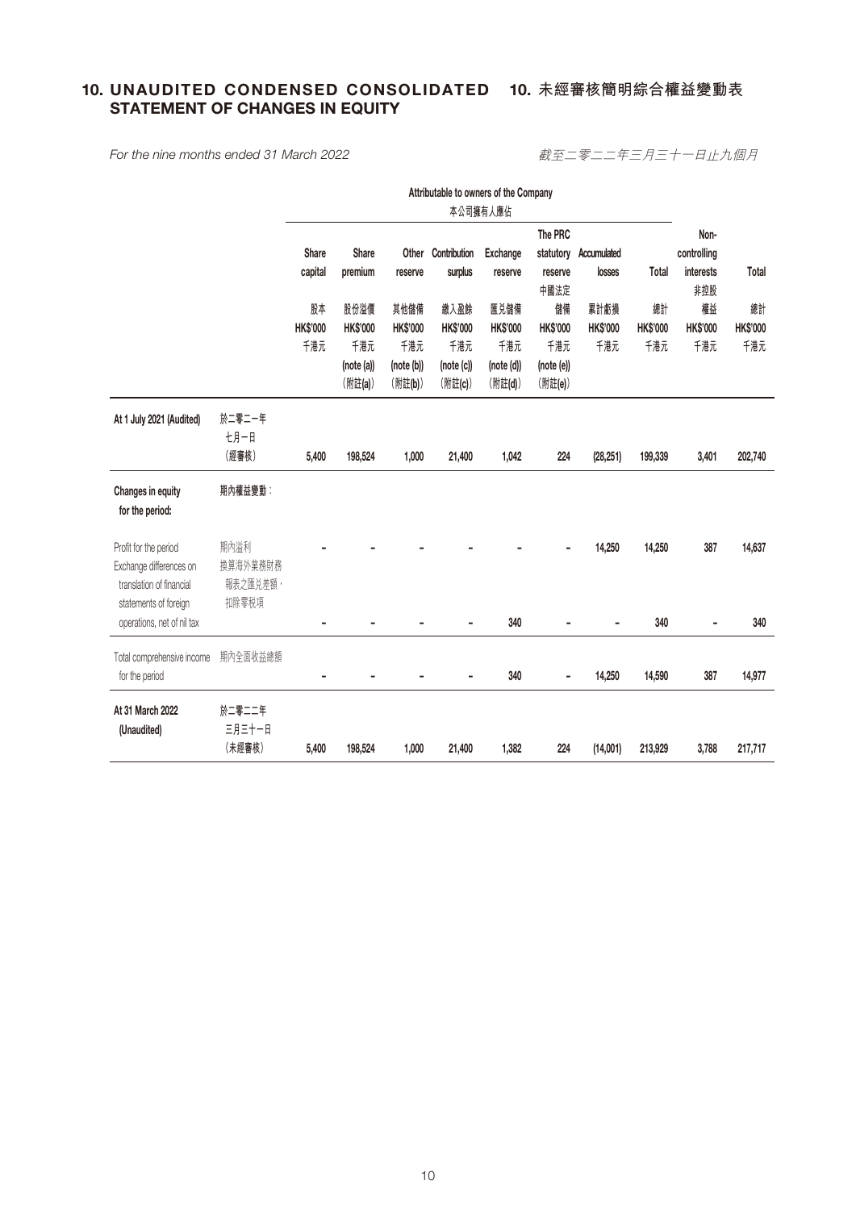## 10. UNAUDITED CONDENSED CONSOLIDATED STATEMENT OF CHANGES IN EQUITY

## 10. 未經審核簡明綜合權益變動表

*For the nine months ended 31 March 2022*

*截至二零二二年三月三十一日止九個月*

| | | Attributable to owners of the Company 本公司擁有人應佔 | | | | | | | | | |
|---|---|---|---|---|---|---|---|---|---|---|---|
| | | Share capital 股本 HK$'000 千港元 | Share premium 股份溢價 HK$'000 千港元 (note (a)) (附註(a)) | Other reserve 其他儲備 HK$'000 千港元 (note (b)) (附註(b)) | Contribution surplus 繳入盈餘 HK$'000 千港元 (note (c)) (附註(c)) | Exchange reserve 匯兌儲備 HK$'000 千港元 (note (d)) (附註(d)) | The PRC statutory reserve 中國法定儲備 HK$'000 千港元 (note (e)) (附註(e)) | Accumulated losses 累計虧損 HK$'000 千港元 | Total 總計 HK$'000 千港元 | Non-controlling interests 非控股權益 HK$'000 千港元 | Total 總計 HK$'000 千港元 |
| **At 1 July 2021 (Audited)** | 於二零二一年七月一日(經審核) | 5,400 | 198,524 | 1,000 | 21,400 | 1,042 | 224 | (28,251) | 199,339 | 3,401 | 202,740 |
| **Changes in equity for the period:** | 期內權益變動: | | | | | | | | | | |
| Profit for the period | 期內溢利 | - | - | - | - | - | - | 14,250 | 14,250 | 387 | 14,637 |
| Exchange differences on translation of financial statements of foreign operations, net of nil tax | 換算海外業務財務報表之匯兑差額,扣除零税項 | - | - | - | - | 340 | - | - | 340 | - | 340 |
| Total comprehensive income for the period | 期內全面收益總額 | - | - | - | - | 340 | - | 14,250 | 14,590 | 387 | 14,977 |
| **At 31 March 2022 (Unaudited)** | 於二零二二年三月三十一日(未經審核) | 5,400 | 198,524 | 1,000 | 21,400 | 1,382 | 224 | (14,001) | 213,929 | 3,788 | 217,717 |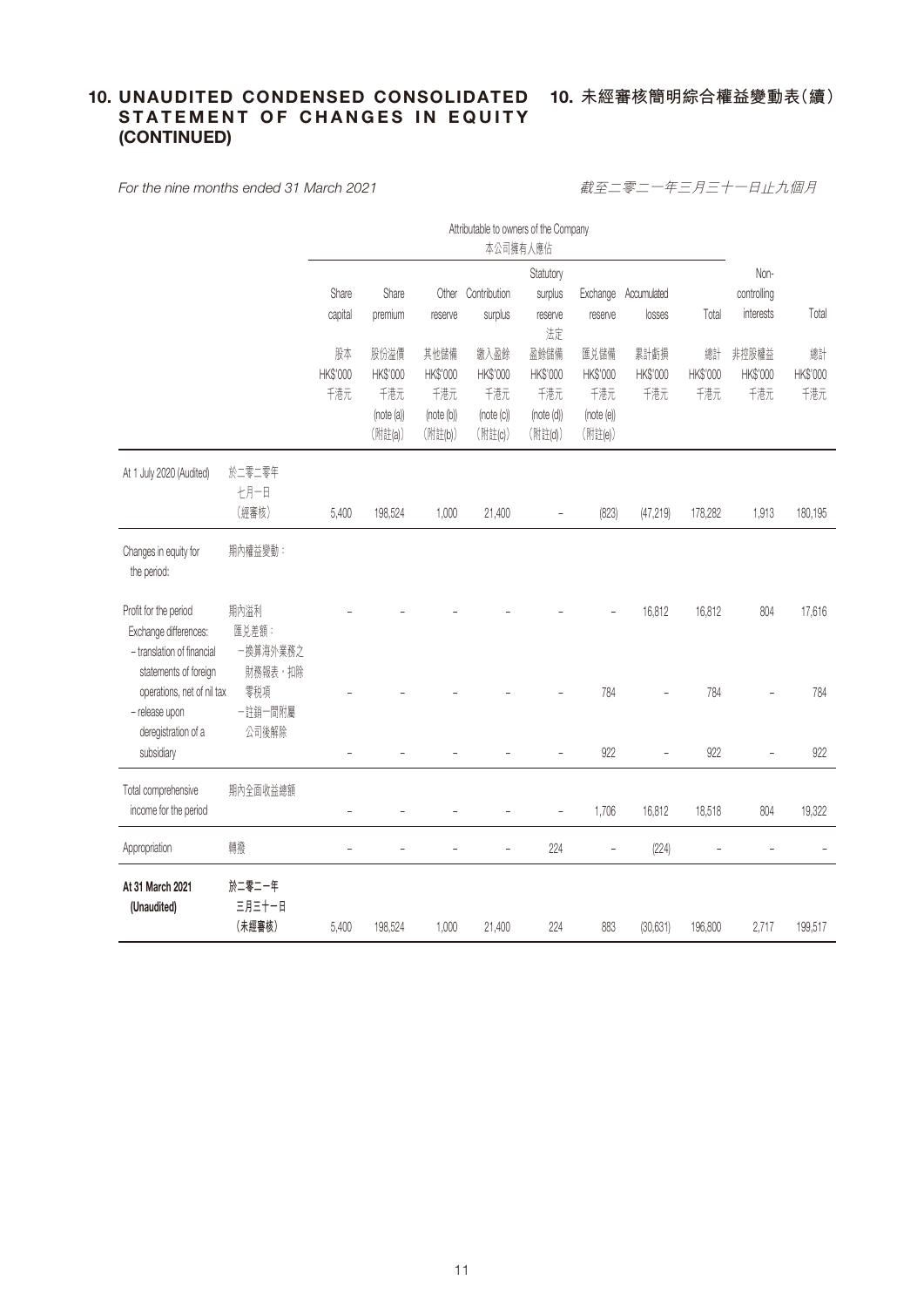## 10. UNAUDITED CONDENSED CONSOLIDATED STATEMENT OF CHANGES IN EQUITY (CONTINUED)

## 10. 未經審核簡明綜合權益變動表(續)

*For the nine months ended 31 March 2021*

*截至二零二一年三月三十一日止九個月*

| | | Attributable to owners of the Company 本公司擁有人應佔 | | | | | | | | | |
|---|---|---|---|---|---|---|---|---|---|---|---|
| | | Share capital 股本 HK$'000 千港元 | Share premium 股份溢價 HK$'000 千港元 (note (a)) (附註(a)) | Other reserve 其他儲備 HK$'000 千港元 (note (b)) (附註(b)) | Contribution surplus 繳入盈餘 HK$'000 千港元 (note (c)) (附註(c)) | Statutory surplus reserve 法定盈餘儲備 HK$'000 千港元 (note (d)) (附註(d)) | Exchange reserve 匯兌儲備 HK$'000 千港元 (note (e)) (附註(e)) | Accumulated losses 累計虧損 HK$'000 千港元 | Total 總計 HK$'000 千港元 | Non-controlling interests 非控股權益 HK$'000 千港元 | Total 總計 HK$'000 千港元 |
| At 1 July 2020 (Audited) | 於二零二零年七月一日(經審核) | 5,400 | 198,524 | 1,000 | 21,400 | – | (823) | (47,219) | 178,282 | 1,913 | 180,195 |
| Changes in equity for the period: | 期內權益變動: | | | | | | | | | | |
| Profit for the period | 期內溢利 | – | – | – | – | – | – | 16,812 | 16,812 | 804 | 17,616 |
| Exchange differences: | 匯兌差額: | | | | | | | | | | |
| – translation of financial statements of foreign operations, net of nil tax | –換算海外業務之財務報表,扣除零稅項 | – | – | – | – | – | 784 | – | 784 | – | 784 |
| – release upon deregistration of a subsidiary | –註銷一間附屬公司後解除 | – | – | – | – | – | 922 | – | 922 | – | 922 |
| Total comprehensive income for the period | 期內全面收益總額 | – | – | – | – | – | 1,706 | 16,812 | 18,518 | 804 | 19,322 |
| Appropriation | 轉撥 | – | – | – | – | 224 | – | (224) | – | – | – |
| **At 31 March 2021 (Unaudited)** | **於二零二一年三月三十一日(未經審核)** | 5,400 | 198,524 | 1,000 | 21,400 | 224 | 883 | (30,631) | 196,800 | 2,717 | 199,517 |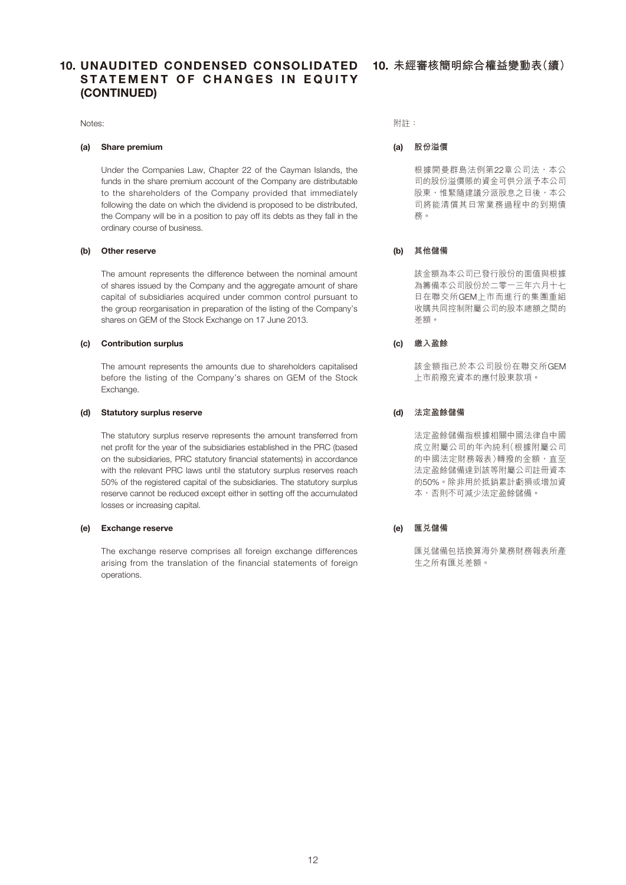## 10. UNAUDITED CONDENSED CONSOLIDATED STATEMENT OF CHANGES IN EQUITY (CONTINUED)

Notes:

**(a) Share premium**

Under the Companies Law, Chapter 22 of the Cayman Islands, the funds in the share premium account of the Company are distributable to the shareholders of the Company provided that immediately following the date on which the dividend is proposed to be distributed, the Company will be in a position to pay off its debts as they fall in the ordinary course of business.

**(b) Other reserve**

The amount represents the difference between the nominal amount of shares issued by the Company and the aggregate amount of share capital of subsidiaries acquired under common control pursuant to the group reorganisation in preparation of the listing of the Company's shares on GEM of the Stock Exchange on 17 June 2013.

**(c) Contribution surplus**

The amount represents the amounts due to shareholders capitalised before the listing of the Company's shares on GEM of the Stock Exchange.

**(d) Statutory surplus reserve**

The statutory surplus reserve represents the amount transferred from net profit for the year of the subsidiaries established in the PRC (based on the subsidiaries, PRC statutory financial statements) in accordance with the relevant PRC laws until the statutory surplus reserves reach 50% of the registered capital of the subsidiaries. The statutory surplus reserve cannot be reduced except either in setting off the accumulated losses or increasing capital.

**(e) Exchange reserve**

The exchange reserve comprises all foreign exchange differences arising from the translation of the financial statements of foreign operations.

## 10. 未經審核簡明綜合權益變動表(續)

附註：

**(a) 股份溢價**

根據開曼群島法例第22章公司法，本公司的股份溢價賬的資金可供分派予本公司股東，惟緊隨建議分派股息之日後，本公司將能清償其日常業務過程中的到期債務。

**(b) 其他儲備**

該金額為本公司已發行股份的面值與根據為籌備本公司股份於二零一三年六月十七日在聯交所GEM上市而進行的集團重組收購共同控制附屬公司的股本總額之間的差額。

**(c) 繳入盈餘**

該金額指已於本公司股份在聯交所GEM上市前撥充資本的應付股東款項。

**(d) 法定盈餘儲備**

法定盈餘儲備指根據相關中國法律自中國成立附屬公司的年內純利(根據附屬公司的中國法定財務報表)轉撥的金額，直至法定盈餘儲備達到該等附屬公司註冊資本的50%。除非用於抵銷累計虧損或增加資本，否則不可減少法定盈餘儲備。

**(e) 匯兑儲備**

匯兑儲備包括換算海外業務財務報表所產生之所有匯兑差額。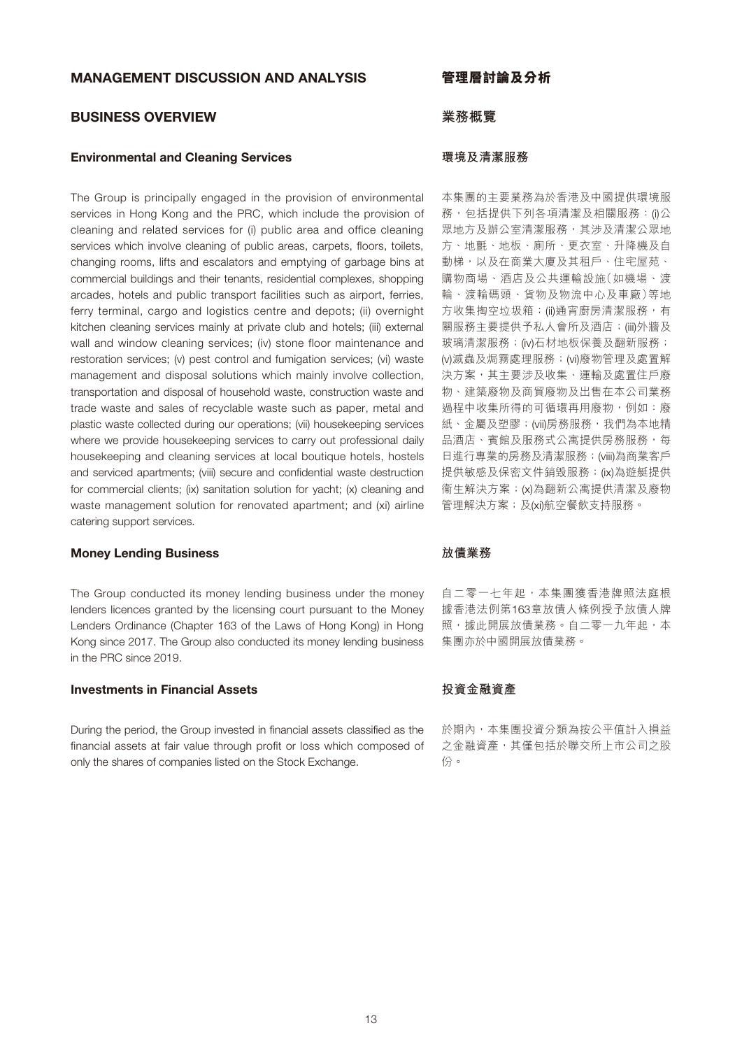# MANAGEMENT DISCUSSION AND ANALYSIS

## BUSINESS OVERVIEW

### Environmental and Cleaning Services

The Group is principally engaged in the provision of environmental services in Hong Kong and the PRC, which include the provision of cleaning and related services for (i) public area and office cleaning services which involve cleaning of public areas, carpets, floors, toilets, changing rooms, lifts and escalators and emptying of garbage bins at commercial buildings and their tenants, residential complexes, shopping arcades, hotels and public transport facilities such as airport, ferries, ferry terminal, cargo and logistics centre and depots; (ii) overnight kitchen cleaning services mainly at private club and hotels; (iii) external wall and window cleaning services; (iv) stone floor maintenance and restoration services; (v) pest control and fumigation services; (vi) waste management and disposal solutions which mainly involve collection, transportation and disposal of household waste, construction waste and trade waste and sales of recyclable waste such as paper, metal and plastic waste collected during our operations; (vii) housekeeping services where we provide housekeeping services to carry out professional daily housekeeping and cleaning services at local boutique hotels, hostels and serviced apartments; (viii) secure and confidential waste destruction for commercial clients; (ix) sanitation solution for yacht; (x) cleaning and waste management solution for renovated apartment; and (xi) airline catering support services.

### Money Lending Business

The Group conducted its money lending business under the money lenders licences granted by the licensing court pursuant to the Money Lenders Ordinance (Chapter 163 of the Laws of Hong Kong) in Hong Kong since 2017. The Group also conducted its money lending business in the PRC since 2019.

### Investments in Financial Assets

During the period, the Group invested in financial assets classified as the financial assets at fair value through profit or loss which composed of only the shares of companies listed on the Stock Exchange.

# 管理層討論及分析

## 業務概覽

### 環境及清潔服務

本集團的主要業務為於香港及中國提供環境服務，包括提供下列各項清潔及相關服務：(i)公眾地方及辦公室清潔服務，其涉及清潔公眾地方、地氈、地板、廁所、更衣室、升降機及自動梯，以及在商業大廈及其租戶、住宅屋苑、購物商場、酒店及公共運輸設施（如機場、渡輪、渡輪碼頭、貨物及物流中心及車廠）等地方收集掏空垃圾箱；(ii)通宵廚房清潔服務，有關服務主要提供予私人會所及酒店；(iii)外牆及玻璃清潔服務；(iv)石材地板保養及翻新服務；(v)滅蟲及焗霧處理服務；(vi)廢物管理及處置解決方案，其主要涉及收集、運輸及處置住戶廢物、建築廢物及商貿廢物及出售在本公司業務過程中收集所得的可循環再用廢物，例如：廢紙、金屬及塑膠；(vii)房務服務，我們為本地精品酒店、賓館及服務式公寓提供房務服務，每日進行專業的房務及清潔服務；(viii)為商業客戶提供敏感及保密文件銷毀服務；(ix)為遊艇提供衛生解決方案；(x)為翻新公寓提供清潔及廢物管理解決方案；及(xi)航空餐飲支持服務。

### 放債業務

自二零一七年起，本集團獲香港牌照法庭根據香港法例第163章放債人條例授予放債人牌照，據此開展放債業務。自二零一九年起，本集團亦於中國開展放債業務。

### 投資金融資產

於期內，本集團投資分類為按公平值計入損益之金融資產，其僅包括於聯交所上市公司之股份。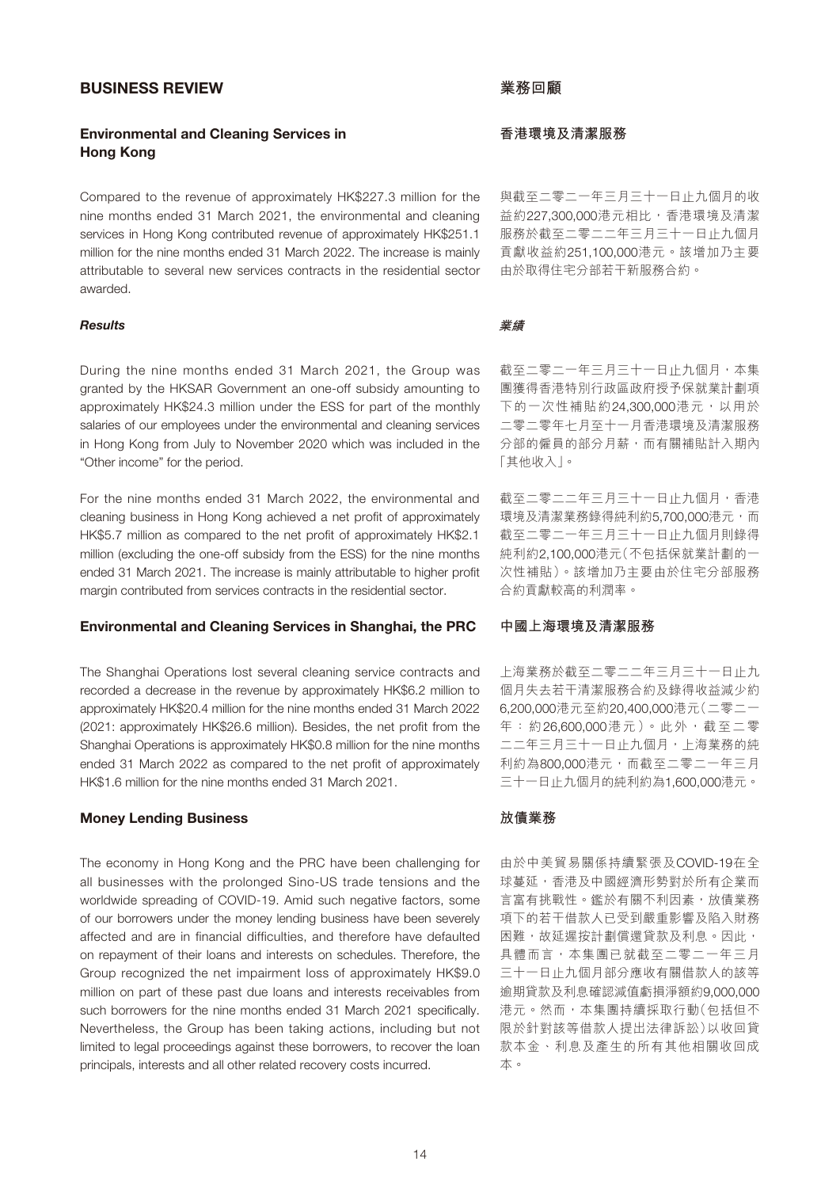## BUSINESS REVIEW

### Environmental and Cleaning Services in Hong Kong

Compared to the revenue of approximately HK$227.3 million for the nine months ended 31 March 2021, the environmental and cleaning services in Hong Kong contributed revenue of approximately HK$251.1 million for the nine months ended 31 March 2022. The increase is mainly attributable to several new services contracts in the residential sector awarded.

#### *Results*

During the nine months ended 31 March 2021, the Group was granted by the HKSAR Government an one-off subsidy amounting to approximately HK$24.3 million under the ESS for part of the monthly salaries of our employees under the environmental and cleaning services in Hong Kong from July to November 2020 which was included in the "Other income" for the period.

For the nine months ended 31 March 2022, the environmental and cleaning business in Hong Kong achieved a net profit of approximately HK$5.7 million as compared to the net profit of approximately HK$2.1 million (excluding the one-off subsidy from the ESS) for the nine months ended 31 March 2021. The increase is mainly attributable to higher profit margin contributed from services contracts in the residential sector.

### Environmental and Cleaning Services in Shanghai, the PRC

The Shanghai Operations lost several cleaning service contracts and recorded a decrease in the revenue by approximately HK$6.2 million to approximately HK$20.4 million for the nine months ended 31 March 2022 (2021: approximately HK$26.6 million). Besides, the net profit from the Shanghai Operations is approximately HK$0.8 million for the nine months ended 31 March 2022 as compared to the net profit of approximately HK$1.6 million for the nine months ended 31 March 2021.

### Money Lending Business

The economy in Hong Kong and the PRC have been challenging for all businesses with the prolonged Sino-US trade tensions and the worldwide spreading of COVID-19. Amid such negative factors, some of our borrowers under the money lending business have been severely affected and are in financial difficulties, and therefore have defaulted on repayment of their loans and interests on schedules. Therefore, the Group recognized the net impairment loss of approximately HK$9.0 million on part of these past due loans and interests receivables from such borrowers for the nine months ended 31 March 2021 specifically. Nevertheless, the Group has been taking actions, including but not limited to legal proceedings against these borrowers, to recover the loan principals, interests and all other related recovery costs incurred.

## 業務回顧

### 香港環境及清潔服務

與截至二零二一年三月三十一日止九個月的收益約227,300,000港元相比，香港環境及清潔服務於截至二零二二年三月三十一日止九個月貢獻收益約251,100,000港元。該增加乃主要由於取得住宅分部若干新服務合約。

#### *業績*

截至二零二一年三月三十一日止九個月，本集團獲得香港特別行政區政府授予保就業計劃項下的一次性補貼約24,300,000港元，以用於二零二零年七月至十一月香港環境及清潔服務分部的僱員的部分月薪，而有關補貼計入期內「其他收入」。

截至二零二二年三月三十一日止九個月，香港環境及清潔業務錄得純利約5,700,000港元，而截至二零二一年三月三十一日止九個月則錄得純利約2,100,000港元（不包括保就業計劃的一次性補貼）。該增加乃主要由於住宅分部服務合約貢獻較高的利潤率。

### 中國上海環境及清潔服務

上海業務於截至二零二二年三月三十一日止九個月失去若干清潔服務合約及錄得收益減少約6,200,000港元至約20,400,000港元（二零二一年：約26,600,000港元）。此外，截至二零二二年三月三十一日止九個月，上海業務的純利約為800,000港元，而截至二零二一年三月三十一日止九個月的純利約為1,600,000港元。

### 放債業務

由於中美貿易關係持續緊張及COVID-19在全球蔓延，香港及中國經濟形勢對於所有企業而言富有挑戰性。鑑於有關不利因素，放債業務項下的若干借款人已受到嚴重影響及陷入財務困難，故延遲按計劃償還貸款及利息。因此，具體而言，本集團已就截至二零二一年三月三十一日止九個月部分應收有關借款人的該等逾期貸款及利息確認減值虧損淨額約9,000,000港元。然而，本集團持續採取行動（包括但不限於針對該等借款人提出法律訴訟）以收回貸款本金、利息及產生的所有其他相關收回成本。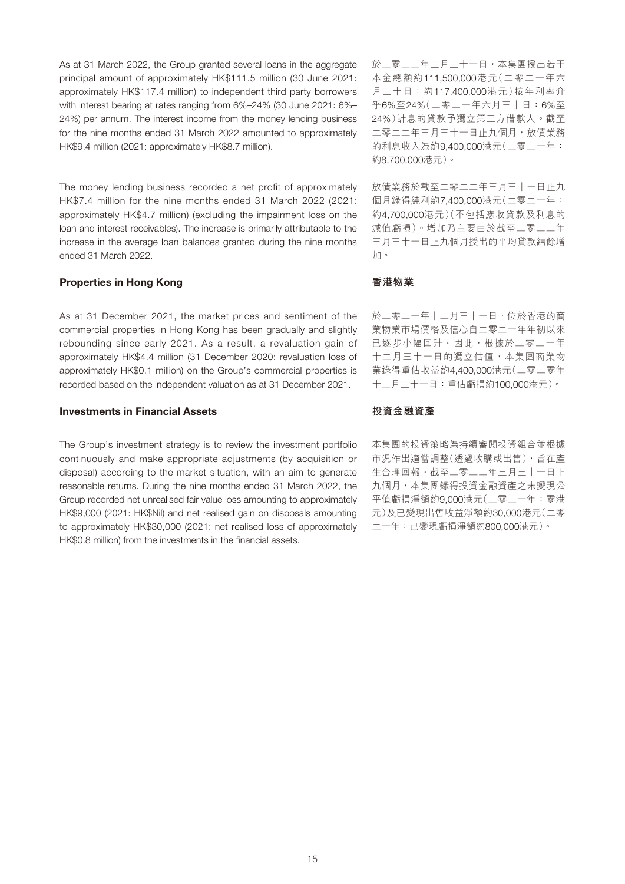As at 31 March 2022, the Group granted several loans in the aggregate principal amount of approximately HK$111.5 million (30 June 2021: approximately HK$117.4 million) to independent third party borrowers with interest bearing at rates ranging from 6%–24% (30 June 2021: 6%–24%) per annum. The interest income from the money lending business for the nine months ended 31 March 2022 amounted to approximately HK$9.4 million (2021: approximately HK$8.7 million).

The money lending business recorded a net profit of approximately HK$7.4 million for the nine months ended 31 March 2022 (2021: approximately HK$4.7 million) (excluding the impairment loss on the loan and interest receivables). The increase is primarily attributable to the increase in the average loan balances granted during the nine months ended 31 March 2022.

**Properties in Hong Kong**

As at 31 December 2021, the market prices and sentiment of the commercial properties in Hong Kong has been gradually and slightly rebounding since early 2021. As a result, a revaluation gain of approximately HK$4.4 million (31 December 2020: revaluation loss of approximately HK$0.1 million) on the Group's commercial properties is recorded based on the independent valuation as at 31 December 2021.

**Investments in Financial Assets**

The Group's investment strategy is to review the investment portfolio continuously and make appropriate adjustments (by acquisition or disposal) according to the market situation, with an aim to generate reasonable returns. During the nine months ended 31 March 2022, the Group recorded net unrealised fair value loss amounting to approximately HK$9,000 (2021: HK$Nil) and net realised gain on disposals amounting to approximately HK$30,000 (2021: net realised loss of approximately HK$0.8 million) from the investments in the financial assets.

於二零二二年三月三十一日，本集團授出若干本金總額約111,500,000港元（二零二一年六月三十日：約117,400,000港元）按年利率介乎6%至24%（二零二一年六月三十日：6%至24%）計息的貸款予獨立第三方借款人。截至二零二二年三月三十一日止九個月，放債業務的利息收入為約9,400,000港元（二零二一年：約8,700,000港元）。

放債業務於截至二零二二年三月三十一日止九個月錄得純利約7,400,000港元（二零二一年：約4,700,000港元）（不包括應收貸款及利息的減值虧損）。增加乃主要由於截至二零二二年三月三十一日止九個月授出的平均貸款結餘增加。

**香港物業**

於二零二一年十二月三十一日，位於香港的商業物業市場價格及信心自二零二一年年初以來已逐步小幅回升。因此，根據於二零二一年十二月三十一日的獨立估值，本集團商業物業錄得重估收益約4,400,000港元（二零二零年十二月三十一日：重估虧損約100,000港元）。

**投資金融資產**

本集團的投資策略為持續審閱投資組合並根據市況作出適當調整（透過收購或出售），旨在產生合理回報。截至二零二二年三月三十一日止九個月，本集團錄得投資金融資產之未變現公平值虧損淨額約9,000港元（二零二一年：零港元）及已變現出售收益淨額約30,000港元（二零二一年：已變現虧損淨額約800,000港元）。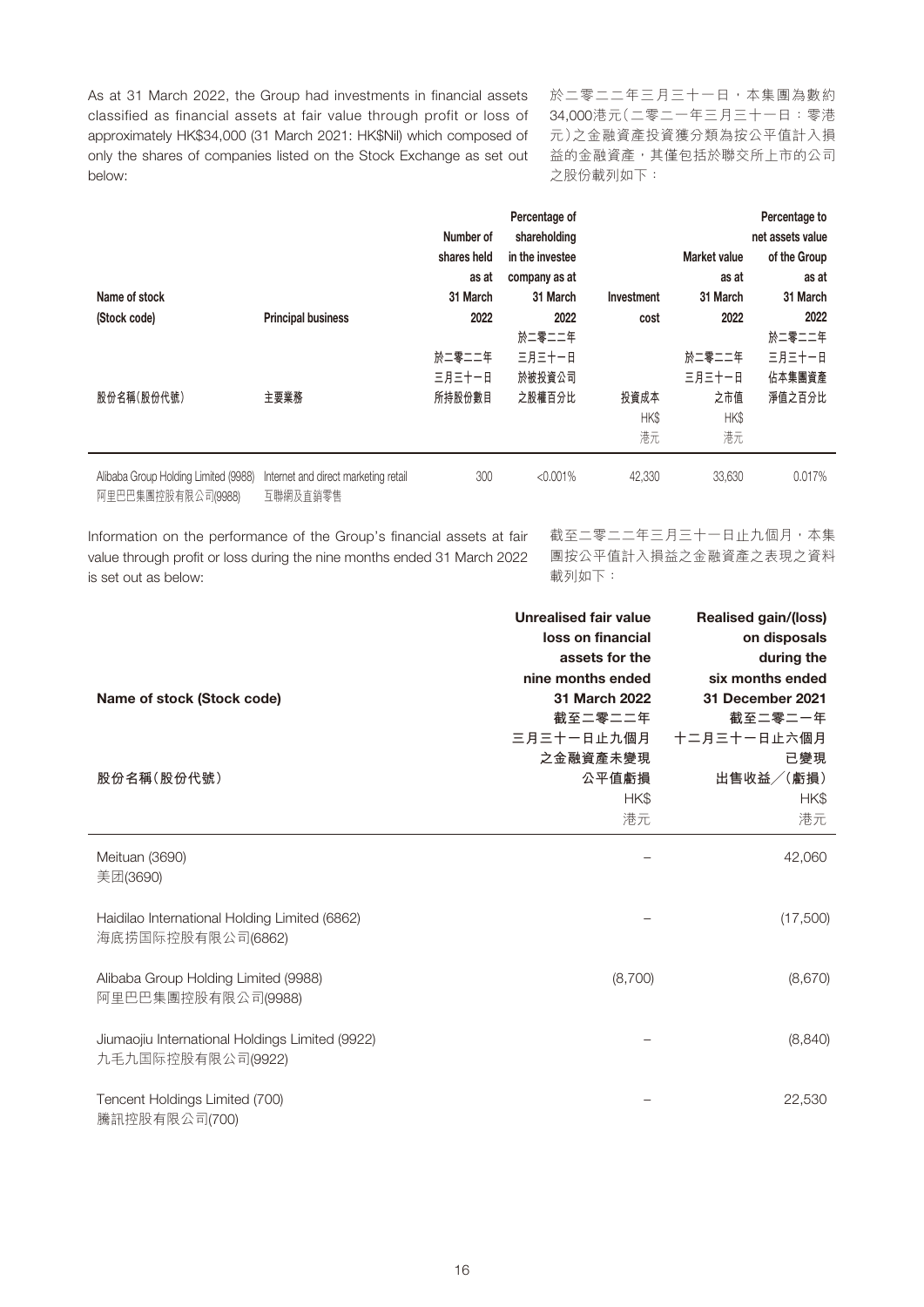As at 31 March 2022, the Group had investments in financial assets classified as financial assets at fair value through profit or loss of approximately HK$34,000 (31 March 2021: HK$Nil) which composed of only the shares of companies listed on the Stock Exchange as set out below:

於二零二二年三月三十一日，本集團為數約34,000港元（二零二一年三月三十一日：零港元）之金融資產投資獲分類為按公平值計入損益的金融資產，其僅包括於聯交所上市的公司之股份載列如下：

| Name of stock (Stock code)<br>股份名稱（股份代號） | Principal business<br>主要業務 | Number of shares held as at 31 March 2022<br>於二零二二年三月三十一日所持股份數目 | Percentage of shareholding in the investee company as at 31 March 2022<br>於二零二二年三月三十一日於被投資公司之股權百分比 | Investment cost<br>投資成本<br>HK$<br>港元 | Market value as at 31 March 2022<br>於二零二二年三月三十一日之市值<br>HK$<br>港元 | Percentage to net assets value of the Group as at 31 March 2022<br>於二零二二年三月三十一日佔本集團資產淨值之百分比 |
|---|---|---|---|---|---|---|
| Alibaba Group Holding Limited (9988)<br>阿里巴巴集團控股有限公司(9988) | Internet and direct marketing retail<br>互聯網及直銷零售 | 300 | <0.001% | 42,330 | 33,630 | 0.017% |

Information on the performance of the Group's financial assets at fair value through profit or loss during the nine months ended 31 March 2022 is set out as below:

截至二零二二年三月三十一日止九個月，本集團按公平值計入損益之金融資產之表現之資料載列如下：

| Name of stock (Stock code)<br>股份名稱（股份代號） | Unrealised fair value loss on financial assets for the nine months ended 31 March 2022<br>截至二零二二年三月三十一日止九個月之金融資產未變現公平值虧損<br>HK$<br>港元 | Realised gain/(loss) on disposals during the six months ended 31 December 2021<br>截至二零二一年十二月三十一日止六個月已變現出售收益／（虧損）<br>HK$<br>港元 |
|---|---|---|
| Meituan (3690)<br>美团(3690) | – | 42,060 |
| Haidilao International Holding Limited (6862)<br>海底捞国际控股有限公司(6862) | – | (17,500) |
| Alibaba Group Holding Limited (9988)<br>阿里巴巴集團控股有限公司(9988) | (8,700) | (8,670) |
| Jiumaojiu International Holdings Limited (9922)<br>九毛九国际控股有限公司(9922) | – | (8,840) |
| Tencent Holdings Limited (700)<br>騰訊控股有限公司(700) | – | 22,530 |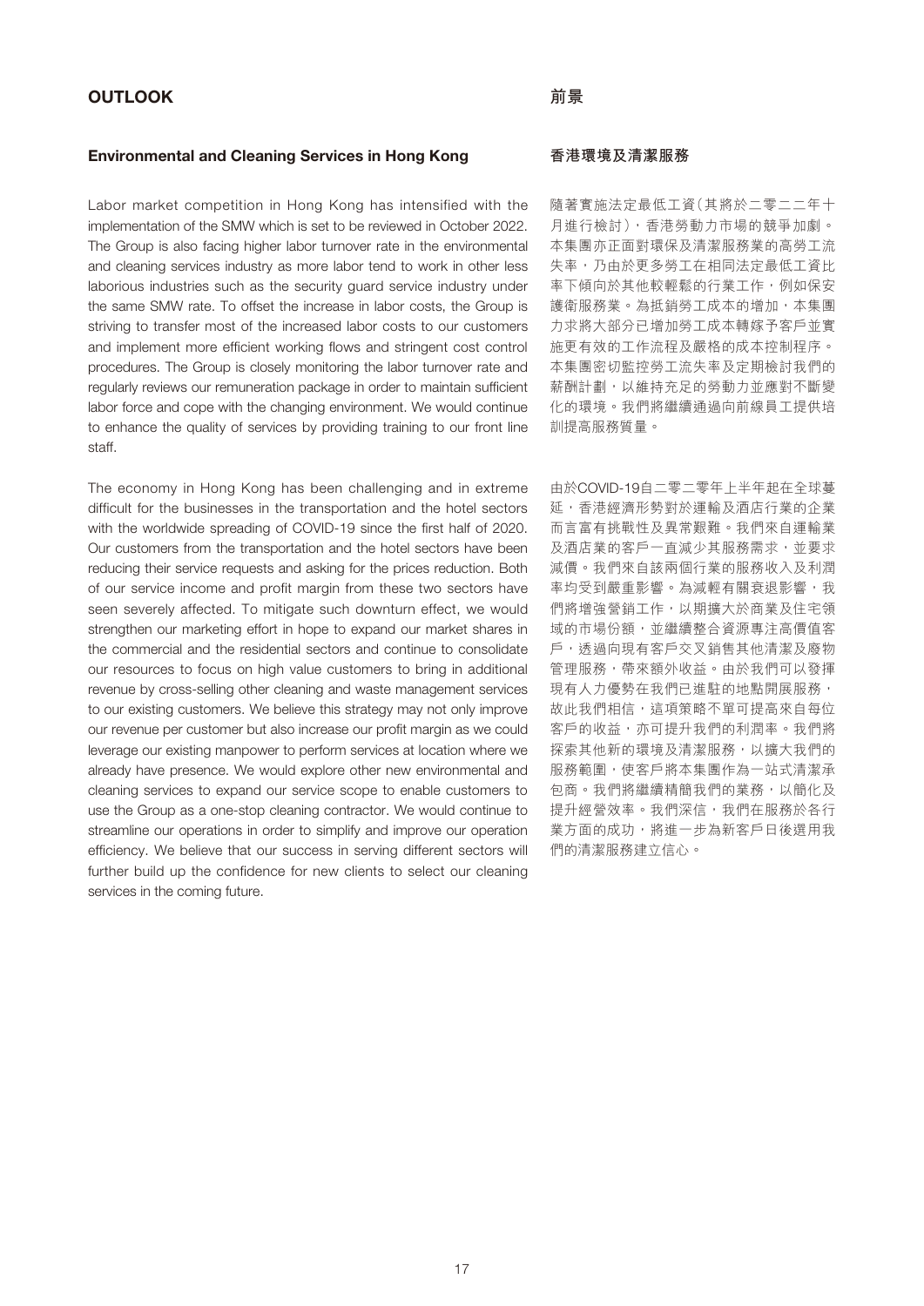## OUTLOOK

### Environmental and Cleaning Services in Hong Kong

Labor market competition in Hong Kong has intensified with the implementation of the SMW which is set to be reviewed in October 2022. The Group is also facing higher labor turnover rate in the environmental and cleaning services industry as more labor tend to work in other less laborious industries such as the security guard service industry under the same SMW rate. To offset the increase in labor costs, the Group is striving to transfer most of the increased labor costs to our customers and implement more efficient working flows and stringent cost control procedures. The Group is closely monitoring the labor turnover rate and regularly reviews our remuneration package in order to maintain sufficient labor force and cope with the changing environment. We would continue to enhance the quality of services by providing training to our front line staff.

The economy in Hong Kong has been challenging and in extreme difficult for the businesses in the transportation and the hotel sectors with the worldwide spreading of COVID-19 since the first half of 2020. Our customers from the transportation and the hotel sectors have been reducing their service requests and asking for the prices reduction. Both of our service income and profit margin from these two sectors have seen severely affected. To mitigate such downturn effect, we would strengthen our marketing effort in hope to expand our market shares in the commercial and the residential sectors and continue to consolidate our resources to focus on high value customers to bring in additional revenue by cross-selling other cleaning and waste management services to our existing customers. We believe this strategy may not only improve our revenue per customer but also increase our profit margin as we could leverage our existing manpower to perform services at location where we already have presence. We would explore other new environmental and cleaning services to expand our service scope to enable customers to use the Group as a one-stop cleaning contractor. We would continue to streamline our operations in order to simplify and improve our operation efficiency. We believe that our success in serving different sectors will further build up the confidence for new clients to select our cleaning services in the coming future.

## 前景

### 香港環境及清潔服務

隨著實施法定最低工資（其將於二零二二年十月進行檢討），香港勞動力市場的競爭加劇。本集團亦正面對環保及清潔服務業的高勞工流失率，乃由於更多勞工在相同法定最低工資比率下傾向於其他較輕鬆的行業工作，例如保安護衛服務業。為抵銷勞工成本的增加，本集團力求將大部分已增加勞工成本轉嫁予客戶並實施更有效的工作流程及嚴格的成本控制程序。本集團密切監控勞工流失率及定期檢討我們的薪酬計劃，以維持充足的勞動力並應對不斷變化的環境。我們將繼續通過向前線員工提供培訓提高服務質量。

由於COVID-19自二零二零年上半年起在全球蔓延，香港經濟形勢對於運輸及酒店行業的企業而言富有挑戰性及異常艱難。我們來自運輸業及酒店業的客戶一直減少其服務需求，並要求減價。我們來自該兩個行業的服務收入及利潤率均受到嚴重影響。為減輕有關衰退影響，我們將增強營銷工作，以期擴大於商業及住宅領域的市場份額，並繼續整合資源專注高價值客戶，透過向現有客戶交叉銷售其他清潔及廢物管理服務，帶來額外收益。由於我們可以發揮現有人力優勢在我們已進駐的地點開展服務，故此我們相信，這項策略不單可提高來自每位客戶的收益，亦可提升我們的利潤率。我們將探索其他新的環境及清潔服務，以擴大我們的服務範圍，使客戶將本集團作為一站式清潔承包商。我們將繼續精簡我們的業務，以簡化及提升經營效率。我們深信，我們在服務於各行業方面的成功，將進一步為新客戶日後選用我們的清潔服務建立信心。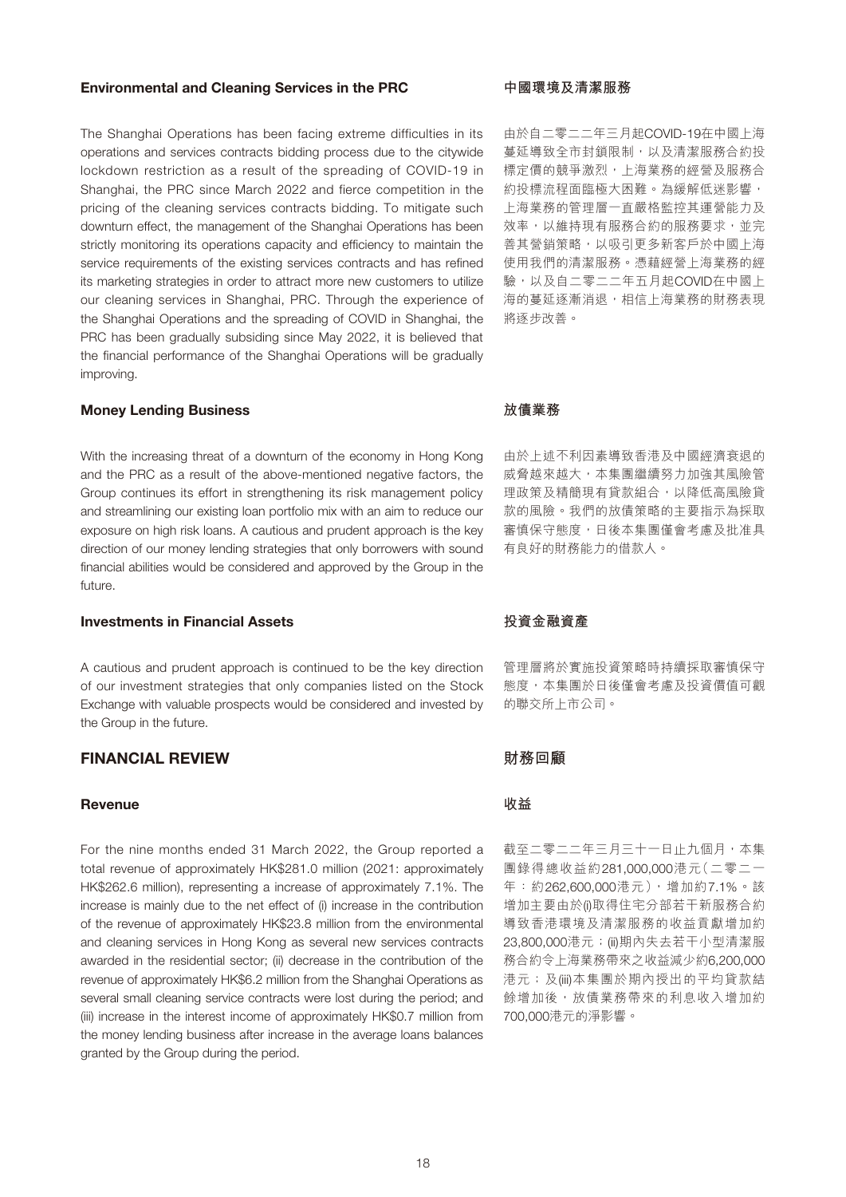### Environmental and Cleaning Services in the PRC

The Shanghai Operations has been facing extreme difficulties in its operations and services contracts bidding process due to the citywide lockdown restriction as a result of the spreading of COVID-19 in Shanghai, the PRC since March 2022 and fierce competition in the pricing of the cleaning services contracts bidding. To mitigate such downturn effect, the management of the Shanghai Operations has been strictly monitoring its operations capacity and efficiency to maintain the service requirements of the existing services contracts and has refined its marketing strategies in order to attract more new customers to utilize our cleaning services in Shanghai, PRC. Through the experience of the Shanghai Operations and the spreading of COVID in Shanghai, the PRC has been gradually subsiding since May 2022, it is believed that the financial performance of the Shanghai Operations will be gradually improving.

### 中國環境及清潔服務

由於自二零二二年三月起COVID-19在中國上海蔓延導致全市封鎖限制，以及清潔服務合約投標定價的競爭激烈，上海業務的經營及服務合約投標流程面臨極大困難。為緩解低迷影響，上海業務的管理層一直嚴格監控其運營能力及效率，以維持現有服務合約的服務要求，並完善其營銷策略，以吸引更多新客戶於中國上海使用我們的清潔服務。憑藉經營上海業務的經驗，以及自二零二二年五月起COVID在中國上海的蔓延逐漸消退，相信上海業務的財務表現將逐步改善。

### Money Lending Business

With the increasing threat of a downturn of the economy in Hong Kong and the PRC as a result of the above-mentioned negative factors, the Group continues its effort in strengthening its risk management policy and streamlining our existing loan portfolio mix with an aim to reduce our exposure on high risk loans. A cautious and prudent approach is the key direction of our money lending strategies that only borrowers with sound financial abilities would be considered and approved by the Group in the future.

### 放債業務

由於上述不利因素導致香港及中國經濟衰退的威脅越來越大，本集團繼續努力加強其風險管理政策及精簡現有貸款組合，以降低高風險貸款的風險。我們的放債策略的主要指示為採取審慎保守態度，日後本集團僅會考慮及批准具有良好的財務能力的借款人。

### Investments in Financial Assets

A cautious and prudent approach is continued to be the key direction of our investment strategies that only companies listed on the Stock Exchange with valuable prospects would be considered and invested by the Group in the future.

### 投資金融資產

管理層將於實施投資策略時持續採取審慎保守態度，本集團於日後僅會考慮及投資價值可觀的聯交所上市公司。

## FINANCIAL REVIEW

### Revenue

For the nine months ended 31 March 2022, the Group reported a total revenue of approximately HK$281.0 million (2021: approximately HK$262.6 million), representing a increase of approximately 7.1%. The increase is mainly due to the net effect of (i) increase in the contribution of the revenue of approximately HK$23.8 million from the environmental and cleaning services in Hong Kong as several new services contracts awarded in the residential sector; (ii) decrease in the contribution of the revenue of approximately HK$6.2 million from the Shanghai Operations as several small cleaning service contracts were lost during the period; and (iii) increase in the interest income of approximately HK$0.7 million from the money lending business after increase in the average loans balances granted by the Group during the period.

## 財務回顧

### 收益

截至二零二二年三月三十一日止九個月，本集團錄得總收益約281,000,000港元（二零二一年：約262,600,000港元），增加約7.1%。該增加主要由於(i)取得住宅分部若干新服務合約導致香港環境及清潔服務的收益貢獻增加約23,800,000港元；(ii)期內失去若干小型清潔服務合約令上海業務帶來之收益減少約6,200,000港元；及(iii)本集團於期內授出的平均貸款結餘增加後，放債業務帶來的利息收入增加約700,000港元的淨影響。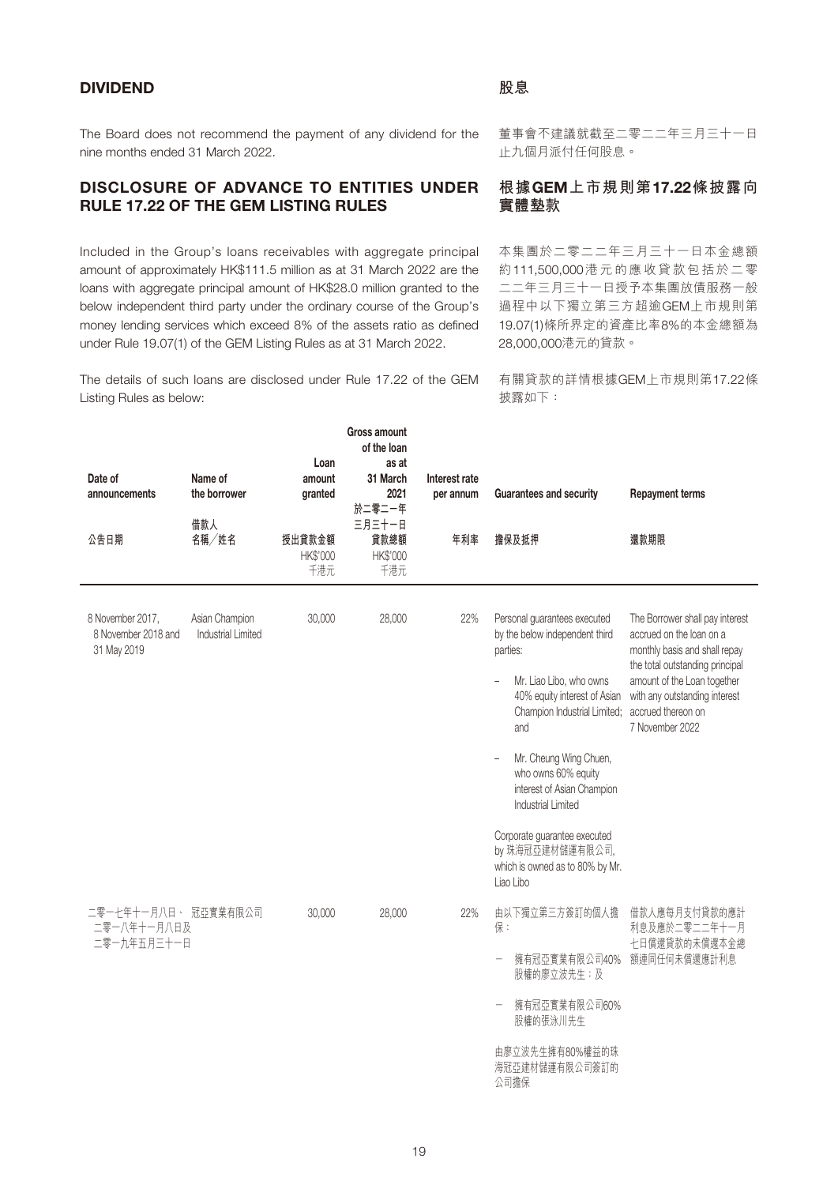## DIVIDEND

The Board does not recommend the payment of any dividend for the nine months ended 31 March 2022.

## 股息

董事會不建議就截至二零二二年三月三十一日止九個月派付任何股息。

## DISCLOSURE OF ADVANCE TO ENTITIES UNDER RULE 17.22 OF THE GEM LISTING RULES

Included in the Group's loans receivables with aggregate principal amount of approximately HK$111.5 million as at 31 March 2022 are the loans with aggregate principal amount of HK$28.0 million granted to the below independent third party under the ordinary course of the Group's money lending services which exceed 8% of the assets ratio as defined under Rule 19.07(1) of the GEM Listing Rules as at 31 March 2022.

The details of such loans are disclosed under Rule 17.22 of the GEM Listing Rules as below:

## 根據GEM上市規則第17.22條披露向實體墊款

本集團於二零二二年三月三十一日本金總額約111,500,000港元的應收貸款包括於二零二二年三月三十一日授予本集團放債服務一般過程中以下獨立第三方超逾GEM上市規則第19.07(1)條所界定的資產比率8%的本金總額為28,000,000港元的貸款。

有關貸款的詳情根據GEM上市規則第17.22條披露如下：

| Date of announcements 公告日期 | Name of the borrower 借款人名稱／姓名 | Loan amount granted 授出貸款金額 HK$'000 千港元 | Gross amount of the loan as at 31 March 2021 於二零二一年三月三十一日貸款總額 HK$'000 千港元 | Interest rate per annum 年利率 | Guarantees and security 擔保及抵押 | Repayment terms 還款期限 |
|---|---|---|---|---|---|---|
| 8 November 2017, 8 November 2018 and 31 May 2019 | Asian Champion Industrial Limited | 30,000 | 28,000 | 22% | Personal guarantees executed by the below independent third parties:<br>– Mr. Liao Libo, who owns 40% equity interest of Asian Champion Industrial Limited; and<br>– Mr. Cheung Wing Chuen, who owns 60% equity interest of Asian Champion Industrial Limited<br><br>Corporate guarantee executed by 珠海冠亞建材儲運有限公司, which is owned as to 80% by Mr. Liao Libo | The Borrower shall pay interest accrued on the loan on a monthly basis and shall repay the total outstanding principal amount of the Loan together with any outstanding interest accrued thereon on 7 November 2022 |
| 二零一七年十一月八日、二零一八年十一月八日及二零一九年五月三十一日 | 冠亞實業有限公司 | 30,000 | 28,000 | 22% | 由以下獨立第三方簽訂的個人擔保：<br>– 擁有冠亞實業有限公司40%股權的廖立波先生；及<br>– 擁有冠亞實業有限公司60%股權的張泳川先生<br><br>由廖立波先生擁有80%權益的珠海冠亞建材儲運有限公司簽訂的公司擔保 | 借款人應每月支付貸款的應計利息及應於二零二二年十一月七日償還貸款的未償還本金總額連同任何未償還應計利息 |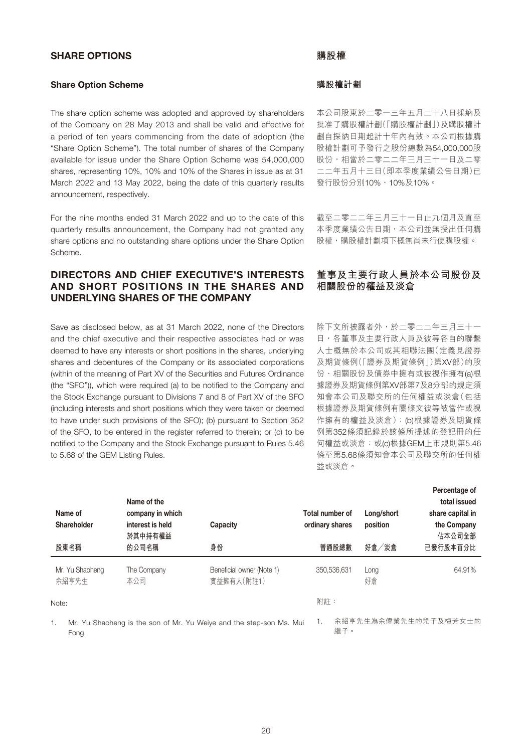## SHARE OPTIONS

### Share Option Scheme

The share option scheme was adopted and approved by shareholders of the Company on 28 May 2013 and shall be valid and effective for a period of ten years commencing from the date of adoption (the "Share Option Scheme"). The total number of shares of the Company available for issue under the Share Option Scheme was 54,000,000 shares, representing 10%, 10% and 10% of the Shares in issue as at 31 March 2022 and 13 May 2022, being the date of this quarterly results announcement, respectively.

For the nine months ended 31 March 2022 and up to the date of this quarterly results announcement, the Company had not granted any share options and no outstanding share options under the Share Option Scheme.

## DIRECTORS AND CHIEF EXECUTIVE'S INTERESTS AND SHORT POSITIONS IN THE SHARES AND UNDERLYING SHARES OF THE COMPANY

Save as disclosed below, as at 31 March 2022, none of the Directors and the chief executive and their respective associates had or was deemed to have any interests or short positions in the shares, underlying shares and debentures of the Company or its associated corporations (within of the meaning of Part XV of the Securities and Futures Ordinance (the "SFO")), which were required (a) to be notified to the Company and the Stock Exchange pursuant to Divisions 7 and 8 of Part XV of the SFO (including interests and short positions which they were taken or deemed to have under such provisions of the SFO); (b) pursuant to Section 352 of the SFO, to be entered in the register referred to therein; or (c) to be notified to the Company and the Stock Exchange pursuant to Rules 5.46 to 5.68 of the GEM Listing Rules.

## 購股權

### 購股權計劃

本公司股東於二零一三年五月二十八日採納及批准了購股權計劃(「購股權計劃」)及購股權計劃自採納日期起計十年內有效。本公司根據購股權計劃可予發行之股份總數為54,000,000股股份，相當於二零二二年三月三十一日及二零二二年五月十三日(即本季度業績公告日期)已發行股份分別10%、10%及10%。

截至二零二二年三月三十一日止九個月及直至本季度業績公告日期，本公司並無授出任何購股權，購股權計劃項下概無尚未行使購股權。

## 董事及主要行政人員於本公司股份及相關股份的權益及淡倉

除下文所披露者外，於二零二二年三月三十一日，各董事及主要行政人員及彼等各自的聯繫人士概無於本公司或其相聯法團(定義見證券及期貨條例(「證券及期貨條例」)第XV部)的股份、相關股份及債券中擁有或被視作擁有(a)根據證券及期貨條例第XV部第7及8分部的規定須知會本公司及聯交所的任何權益或淡倉(包括根據證券及期貨條例有關條文彼等被當作或視作擁有的權益及淡倉)；(b)根據證券及期貨條例第352條須記錄於該條所提述的登記冊的任何權益或淡倉；或(c)根據GEM上市規則第5.46條至第5.68條須知會本公司及聯交所的任何權益或淡倉。

| Name of Shareholder<br>股東名稱 | Name of the company in which interest is held<br>於其中持有權益的公司名稱 | Capacity<br>身份 | Total number of ordinary shares<br>普通股總數 | Long/short position<br>好倉／淡倉 | Percentage of total issued share capital in the Company<br>佔本公司全部已發行股本百分比 |
|---|---|---|---|---|---|
| Mr. Yu Shaoheng<br>余紹亨先生 | The Company<br>本公司 | Beneficial owner (Note 1)<br>實益擁有人(附註1) | 350,536,631 | Long<br>好倉 | 64.91% |

Note:

1. Mr. Yu Shaoheng is the son of Mr. Yu Weiye and the step-son Ms. Mui Fong.

附註：

1. 余紹亨先生為余偉業先生的兒子及梅芳女士的繼子。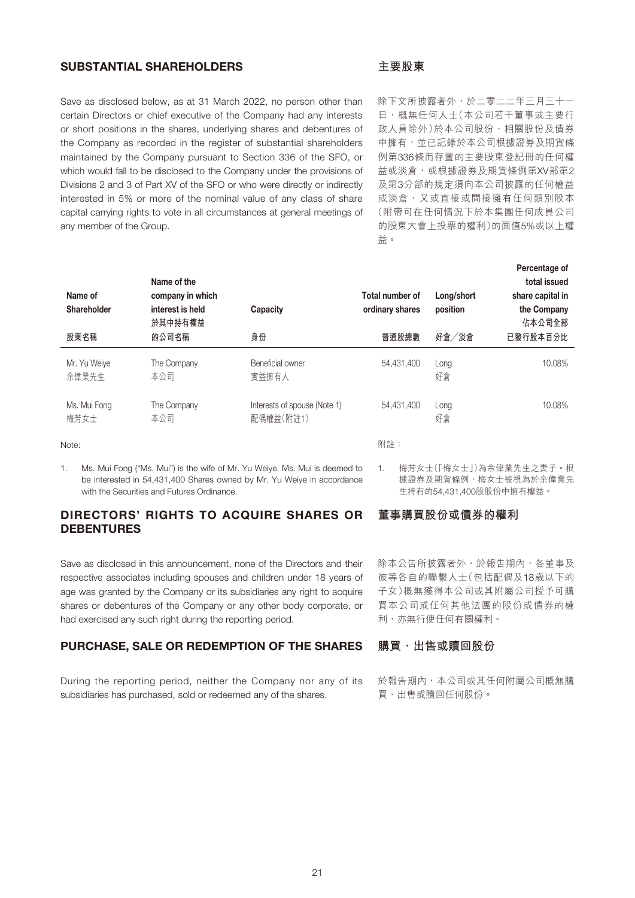## SUBSTANTIAL SHAREHOLDERS

## 主要股東

Save as disclosed below, as at 31 March 2022, no person other than certain Directors or chief executive of the Company had any interests or short positions in the shares, underlying shares and debentures of the Company as recorded in the register of substantial shareholders maintained by the Company pursuant to Section 336 of the SFO, or which would fall to be disclosed to the Company under the provisions of Divisions 2 and 3 of Part XV of the SFO or who were directly or indirectly interested in 5% or more of the nominal value of any class of share capital carrying rights to vote in all circumstances at general meetings of any member of the Group.

除下文所披露者外，於二零二二年三月三十一日，概無任何人士（本公司若干董事或主要行政人員除外）於本公司股份、相關股份及債券中擁有，並已記錄於本公司根據證券及期貨條例第336條而存置的主要股東登記冊的任何權益或淡倉，或根據證券及期貨條例第XV部第2及第3分部的規定須向本公司披露的任何權益或淡倉，又或直接或間接擁有任何類別股本（附帶可在任何情況下於本集團任何成員公司的股東大會上投票的權利）的面值5%或以上權益。

| Name of Shareholder<br>股東名稱 | Name of the company in which interest is held<br>於其中持有權益的公司名稱 | Capacity<br>身份 | Total number of ordinary shares<br>普通股總數 | Long/short position<br>好倉／淡倉 | Percentage of total issued share capital in the Company<br>佔本公司全部已發行股本百分比 |
|---|---|---|---|---|---|
| Mr. Yu Weiye<br>余偉業先生 | The Company<br>本公司 | Beneficial owner<br>實益擁有人 | 54,431,400 | Long<br>好倉 | 10.08% |
| Ms. Mui Fong<br>梅芳女士 | The Company<br>本公司 | Interests of spouse (Note 1)<br>配偶權益（附註1） | 54,431,400 | Long<br>好倉 | 10.08% |

Note:

1. Ms. Mui Fong ("Ms. Mui") is the wife of Mr. Yu Weiye. Ms. Mui is deemed to be interested in 54,431,400 Shares owned by Mr. Yu Weiye in accordance with the Securities and Futures Ordinance.

附註：

1. 梅芳女士（「梅女士」）為余偉業先生之妻子。根據證券及期貨條例，梅女士被視為於余偉業先生持有的54,431,400股股份中擁有權益。

## DIRECTORS' RIGHTS TO ACQUIRE SHARES OR DEBENTURES

## 董事購買股份或債券的權利

Save as disclosed in this announcement, none of the Directors and their respective associates including spouses and children under 18 years of age was granted by the Company or its subsidiaries any right to acquire shares or debentures of the Company or any other body corporate, or had exercised any such right during the reporting period.

除本公告所披露者外，於報告期內，各董事及彼等各自的聯繫人士（包括配偶及18歲以下的子女）概無獲得本公司或其附屬公司授予可購買本公司或任何其他法團的股份或債券的權利，亦無行使任何有關權利。

## PURCHASE, SALE OR REDEMPTION OF THE SHARES

## 購買、出售或贖回股份

During the reporting period, neither the Company nor any of its subsidiaries has purchased, sold or redeemed any of the shares.

於報告期內，本公司或其任何附屬公司概無購買、出售或贖回任何股份。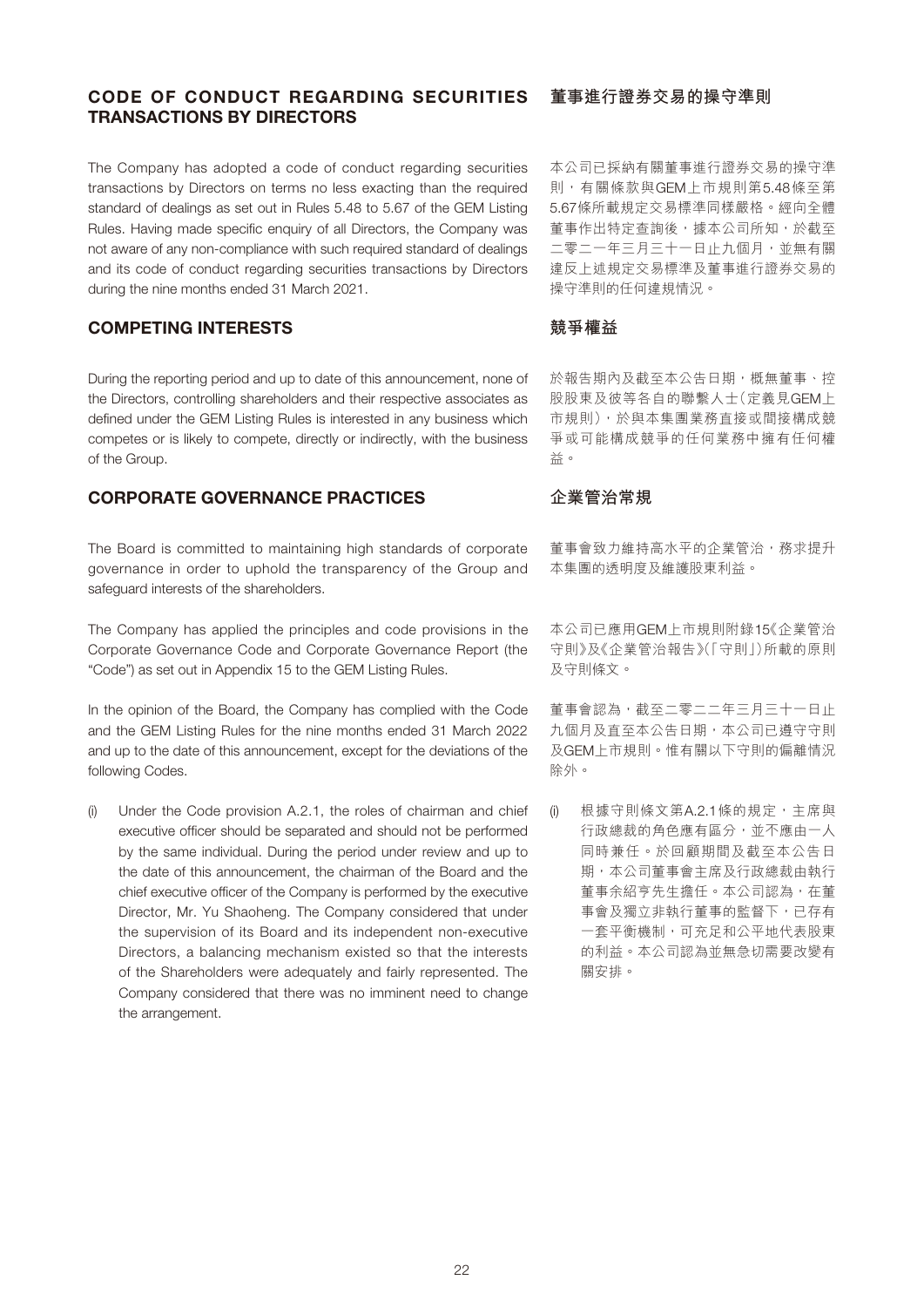## CODE OF CONDUCT REGARDING SECURITIES TRANSACTIONS BY DIRECTORS

The Company has adopted a code of conduct regarding securities transactions by Directors on terms no less exacting than the required standard of dealings as set out in Rules 5.48 to 5.67 of the GEM Listing Rules. Having made specific enquiry of all Directors, the Company was not aware of any non-compliance with such required standard of dealings and its code of conduct regarding securities transactions by Directors during the nine months ended 31 March 2021.

## 董事進行證券交易的操守準則

本公司已採納有關董事進行證券交易的操守準則，有關條款與GEM上市規則第5.48條至第5.67條所載規定交易標準同樣嚴格。經向全體董事作出特定查詢後，據本公司所知，於截至二零二一年三月三十一日止九個月，並無有關違反上述規定交易標準及董事進行證券交易的操守準則的任何違規情況。

## COMPETING INTERESTS

During the reporting period and up to date of this announcement, none of the Directors, controlling shareholders and their respective associates as defined under the GEM Listing Rules is interested in any business which competes or is likely to compete, directly or indirectly, with the business of the Group.

## 競爭權益

於報告期內及截至本公告日期，概無董事、控股股東及彼等各自的聯繫人士（定義見GEM上市規則），於與本集團業務直接或間接構成競爭或可能構成競爭的任何業務中擁有任何權益。

## CORPORATE GOVERNANCE PRACTICES

The Board is committed to maintaining high standards of corporate governance in order to uphold the transparency of the Group and safeguard interests of the shareholders.

The Company has applied the principles and code provisions in the Corporate Governance Code and Corporate Governance Report (the "Code") as set out in Appendix 15 to the GEM Listing Rules.

In the opinion of the Board, the Company has complied with the Code and the GEM Listing Rules for the nine months ended 31 March 2022 and up to the date of this announcement, except for the deviations of the following Codes.

(i) Under the Code provision A.2.1, the roles of chairman and chief executive officer should be separated and should not be performed by the same individual. During the period under review and up to the date of this announcement, the chairman of the Board and the chief executive officer of the Company is performed by the executive Director, Mr. Yu Shaoheng. The Company considered that under the supervision of its Board and its independent non-executive Directors, a balancing mechanism existed so that the interests of the Shareholders were adequately and fairly represented. The Company considered that there was no imminent need to change the arrangement.

## 企業管治常規

董事會致力維持高水平的企業管治，務求提升本集團的透明度及維護股東利益。

本公司已應用GEM上市規則附錄15《企業管治守則》及《企業管治報告》（「守則」）所載的原則及守則條文。

董事會認為，截至二零二二年三月三十一日止九個月及直至本公告日期，本公司已遵守守則及GEM上市規則。惟有關以下守則的偏離情況除外。

(i) 根據守則條文第A.2.1條的規定，主席與行政總裁的角色應有區分，並不應由一人同時兼任。於回顧期間及截至本公告日期，本公司董事會主席及行政總裁由執行董事余紹亨先生擔任。本公司認為，在董事會及獨立非執行董事的監督下，已存有一套平衡機制，可充足和公平地代表股東的利益。本公司認為並無急切需要改變有關安排。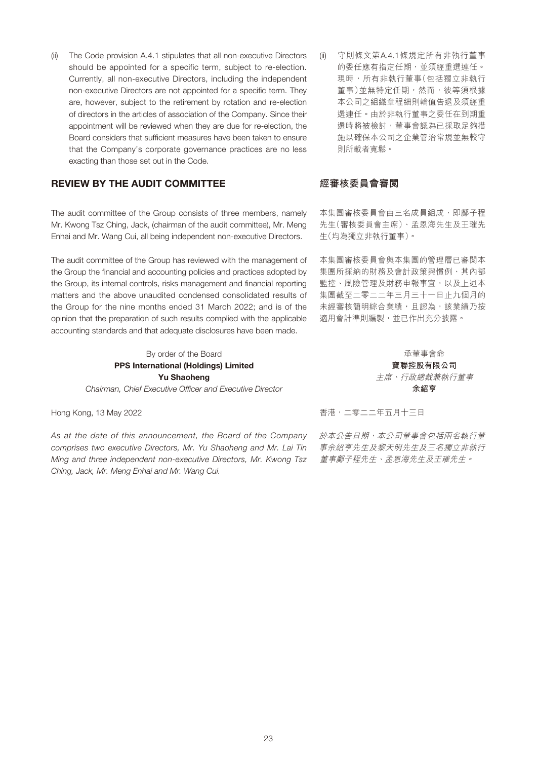(ii) The Code provision A.4.1 stipulates that all non-executive Directors should be appointed for a specific term, subject to re-election. Currently, all non-executive Directors, including the independent non-executive Directors are not appointed for a specific term. They are, however, subject to the retirement by rotation and re-election of directors in the articles of association of the Company. Since their appointment will be reviewed when they are due for re-election, the Board considers that sufficient measures have been taken to ensure that the Company's corporate governance practices are no less exacting than those set out in the Code.

(ii) 守則條文第A.4.1條規定所有非執行董事的委任應有指定任期，並須經重選連任。現時，所有非執行董事（包括獨立非執行董事）並無特定任期，然而，彼等須根據本公司之組織章程細則輪值告退及須經重選連任。由於非執行董事之委任在到期重選時將被檢討，董事會認為已採取足夠措施以確保本公司之企業管治常規並無較守則所載者寬鬆。

## REVIEW BY THE AUDIT COMMITTEE

The audit committee of the Group consists of three members, namely Mr. Kwong Tsz Ching, Jack, (chairman of the audit committee), Mr. Meng Enhai and Mr. Wang Cui, all being independent non-executive Directors.

The audit committee of the Group has reviewed with the management of the Group the financial and accounting policies and practices adopted by the Group, its internal controls, risks management and financial reporting matters and the above unaudited condensed consolidated results of the Group for the nine months ended 31 March 2022; and is of the opinion that the preparation of such results complied with the applicable accounting standards and that adequate disclosures have been made.

## 經審核委員會審閱

本集團審核委員會由三名成員組成，即鄺子程先生（審核委員會主席）、孟恩海先生及王璀先生（均為獨立非執行董事）。

本集團審核委員會與本集團的管理層已審閱本集團所採納的財務及會計政策與慣例、其內部監控、風險管理及財務申報事宜，以及上述本集團截至二零二二年三月三十一日止九個月的未經審核簡明綜合業績，且認為，該業績乃按適用會計準則編製，並已作出充分披露。

By order of the Board
**PPS International (Holdings) Limited**
**Yu Shaoheng**
*Chairman, Chief Executive Officer and Executive Director*

承董事會命
**寶聯控股有限公司**
*主席、行政總裁兼執行董事*
**余紹亨**

Hong Kong, 13 May 2022

香港，二零二二年五月十三日

*As at the date of this announcement, the Board of the Company comprises two executive Directors, Mr. Yu Shaoheng and Mr. Lai Tin Ming and three independent non-executive Directors, Mr. Kwong Tsz Ching, Jack, Mr. Meng Enhai and Mr. Wang Cui.*

*於本公告日期，本公司董事會包括兩名執行董事余紹亨先生及黎天明先生及三名獨立非執行董事鄺子程先生、孟恩海先生及王璀先生。*